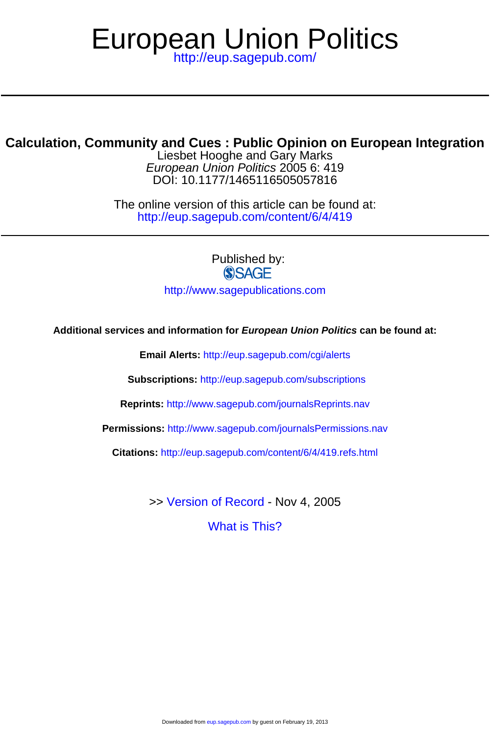# European Union Politics

http://eup.sagepub.com/

---

## Calculation, Community and Cues : Public Opinion on European Integration

Liesbet Hooghe and Gary Marks

*European Union Politics* 2005 6: 419

DOI: 10.1177/1465116505057816

The online version of this article can be found at:

http://eup.sagepub.com/content/6/4/419

---

Published by:

SAGE

http://www.sagepublications.com

**Additional services and information for *European Union Politics* can be found at:**

**Email Alerts:** http://eup.sagepub.com/cgi/alerts

**Subscriptions:** http://eup.sagepub.com/subscriptions

**Reprints:** http://www.sagepub.com/journalsReprints.nav

**Permissions:** http://www.sagepub.com/journalsPermissions.nav

**Citations:** http://eup.sagepub.com/content/6/4/419.refs.html

>> Version of Record - Nov 4, 2005

What is This?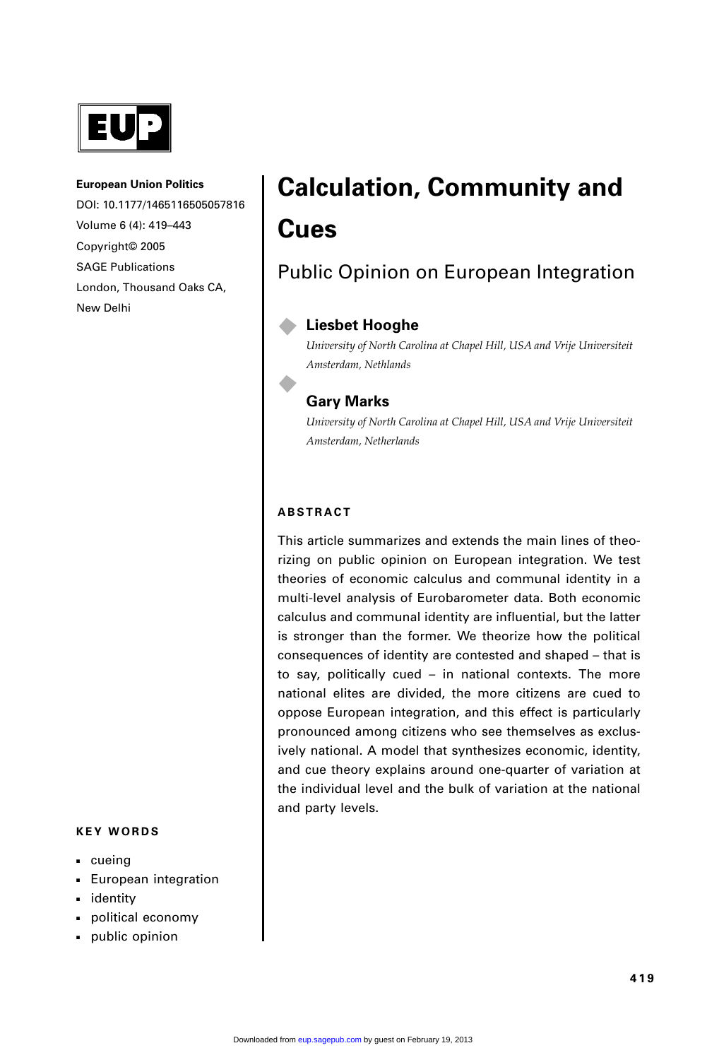**European Union Politics**
DOI: 10.1177/1465116505057816
Volume 6 (4): 419–443
Copyright© 2005
SAGE Publications
London, Thousand Oaks CA,
New Delhi

# Calculation, Community and Cues

## Public Opinion on European Integration

**Liesbet Hooghe**
*University of North Carolina at Chapel Hill, USA and Vrije Universiteit Amsterdam, Nethlands*

**Gary Marks**
*University of North Carolina at Chapel Hill, USA and Vrije Universiteit Amsterdam, Netherlands*

### ABSTRACT

This article summarizes and extends the main lines of theorizing on public opinion on European integration. We test theories of economic calculus and communal identity in a multi-level analysis of Eurobarometer data. Both economic calculus and communal identity are influential, but the latter is stronger than the former. We theorize how the political consequences of identity are contested and shaped – that is to say, politically cued – in national contexts. The more national elites are divided, the more citizens are cued to oppose European integration, and this effect is particularly pronounced among citizens who see themselves as exclusively national. A model that synthesizes economic, identity, and cue theory explains around one-quarter of variation at the individual level and the bulk of variation at the national and party levels.

### KEY WORDS

- cueing
- European integration
- identity
- political economy
- public opinion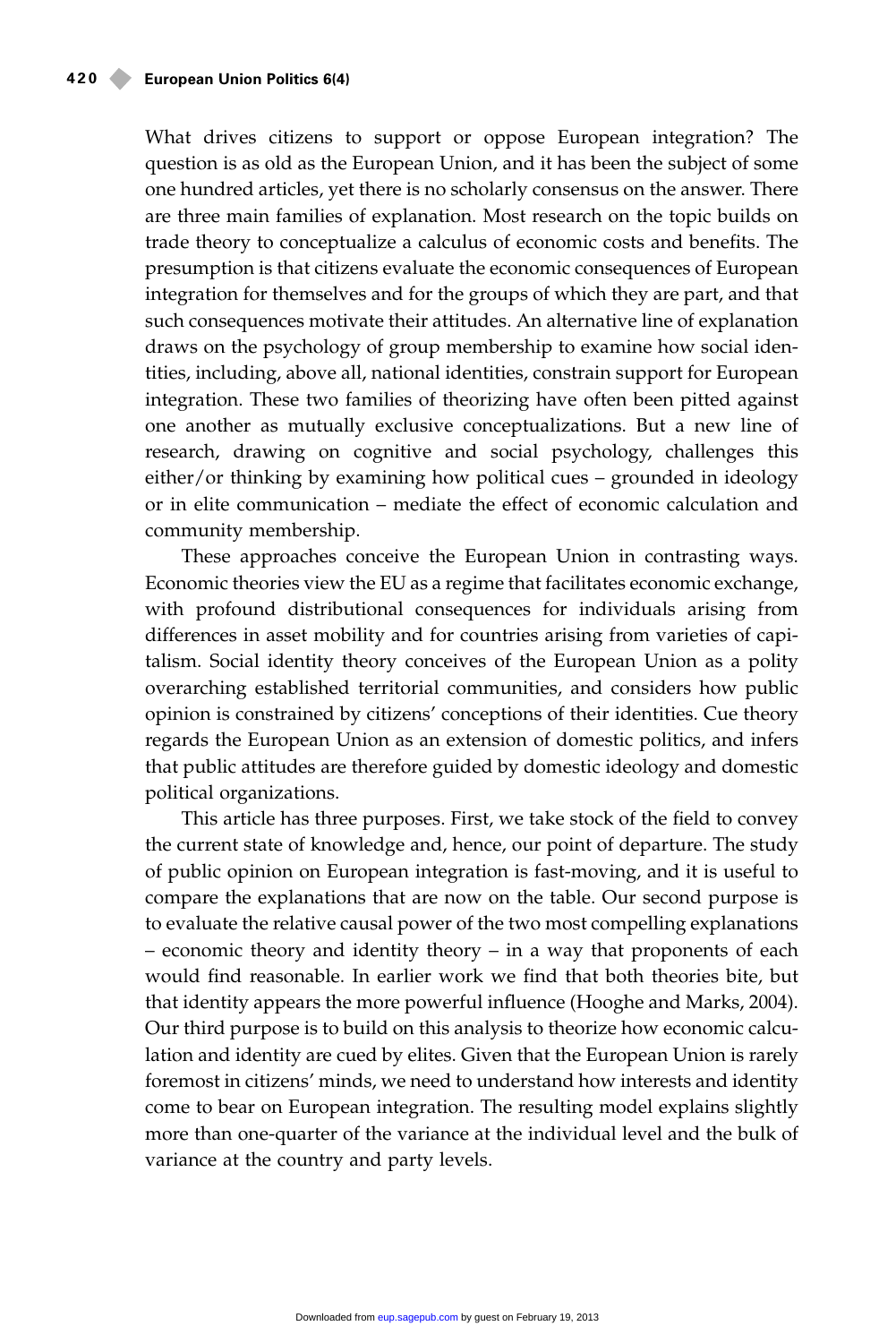What drives citizens to support or oppose European integration? The question is as old as the European Union, and it has been the subject of some one hundred articles, yet there is no scholarly consensus on the answer. There are three main families of explanation. Most research on the topic builds on trade theory to conceptualize a calculus of economic costs and benefits. The presumption is that citizens evaluate the economic consequences of European integration for themselves and for the groups of which they are part, and that such consequences motivate their attitudes. An alternative line of explanation draws on the psychology of group membership to examine how social identities, including, above all, national identities, constrain support for European integration. These two families of theorizing have often been pitted against one another as mutually exclusive conceptualizations. But a new line of research, drawing on cognitive and social psychology, challenges this either/or thinking by examining how political cues – grounded in ideology or in elite communication – mediate the effect of economic calculation and community membership.

These approaches conceive the European Union in contrasting ways. Economic theories view the EU as a regime that facilitates economic exchange, with profound distributional consequences for individuals arising from differences in asset mobility and for countries arising from varieties of capitalism. Social identity theory conceives of the European Union as a polity overarching established territorial communities, and considers how public opinion is constrained by citizens' conceptions of their identities. Cue theory regards the European Union as an extension of domestic politics, and infers that public attitudes are therefore guided by domestic ideology and domestic political organizations.

This article has three purposes. First, we take stock of the field to convey the current state of knowledge and, hence, our point of departure. The study of public opinion on European integration is fast-moving, and it is useful to compare the explanations that are now on the table. Our second purpose is to evaluate the relative causal power of the two most compelling explanations – economic theory and identity theory – in a way that proponents of each would find reasonable. In earlier work we find that both theories bite, but that identity appears the more powerful influence (Hooghe and Marks, 2004). Our third purpose is to build on this analysis to theorize how economic calculation and identity are cued by elites. Given that the European Union is rarely foremost in citizens' minds, we need to understand how interests and identity come to bear on European integration. The resulting model explains slightly more than one-quarter of the variance at the individual level and the bulk of variance at the country and party levels.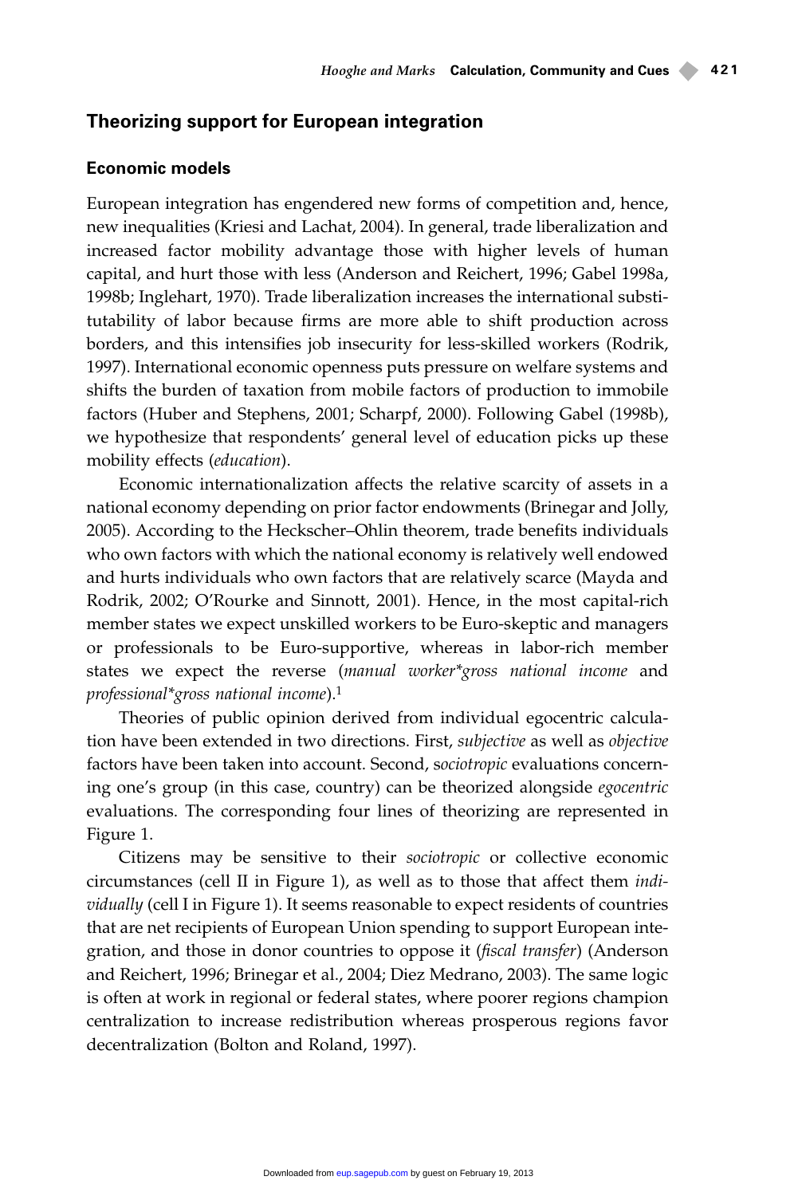## Theorizing support for European integration

### Economic models

European integration has engendered new forms of competition and, hence, new inequalities (Kriesi and Lachat, 2004). In general, trade liberalization and increased factor mobility advantage those with higher levels of human capital, and hurt those with less (Anderson and Reichert, 1996; Gabel 1998a, 1998b; Inglehart, 1970). Trade liberalization increases the international substitutability of labor because firms are more able to shift production across borders, and this intensifies job insecurity for less-skilled workers (Rodrik, 1997). International economic openness puts pressure on welfare systems and shifts the burden of taxation from mobile factors of production to immobile factors (Huber and Stephens, 2001; Scharpf, 2000). Following Gabel (1998b), we hypothesize that respondents' general level of education picks up these mobility effects (*education*).

Economic internationalization affects the relative scarcity of assets in a national economy depending on prior factor endowments (Brinegar and Jolly, 2005). According to the Heckscher–Ohlin theorem, trade benefits individuals who own factors with which the national economy is relatively well endowed and hurts individuals who own factors that are relatively scarce (Mayda and Rodrik, 2002; O'Rourke and Sinnott, 2001). Hence, in the most capital-rich member states we expect unskilled workers to be Euro-skeptic and managers or professionals to be Euro-supportive, whereas in labor-rich member states we expect the reverse (*manual worker*gross national income* and *professional*gross national income*).[1]

Theories of public opinion derived from individual egocentric calculation have been extended in two directions. First, *subjective* as well as *objective* factors have been taken into account. Second, s*ociotropic* evaluations concerning one's group (in this case, country) can be theorized alongside *egocentric* evaluations. The corresponding four lines of theorizing are represented in Figure 1.

Citizens may be sensitive to their *sociotropic* or collective economic circumstances (cell II in Figure 1), as well as to those that affect them *individually* (cell I in Figure 1). It seems reasonable to expect residents of countries that are net recipients of European Union spending to support European integration, and those in donor countries to oppose it (*fiscal transfer*) (Anderson and Reichert, 1996; Brinegar et al., 2004; Diez Medrano, 2003). The same logic is often at work in regional or federal states, where poorer regions champion centralization to increase redistribution whereas prosperous regions favor decentralization (Bolton and Roland, 1997).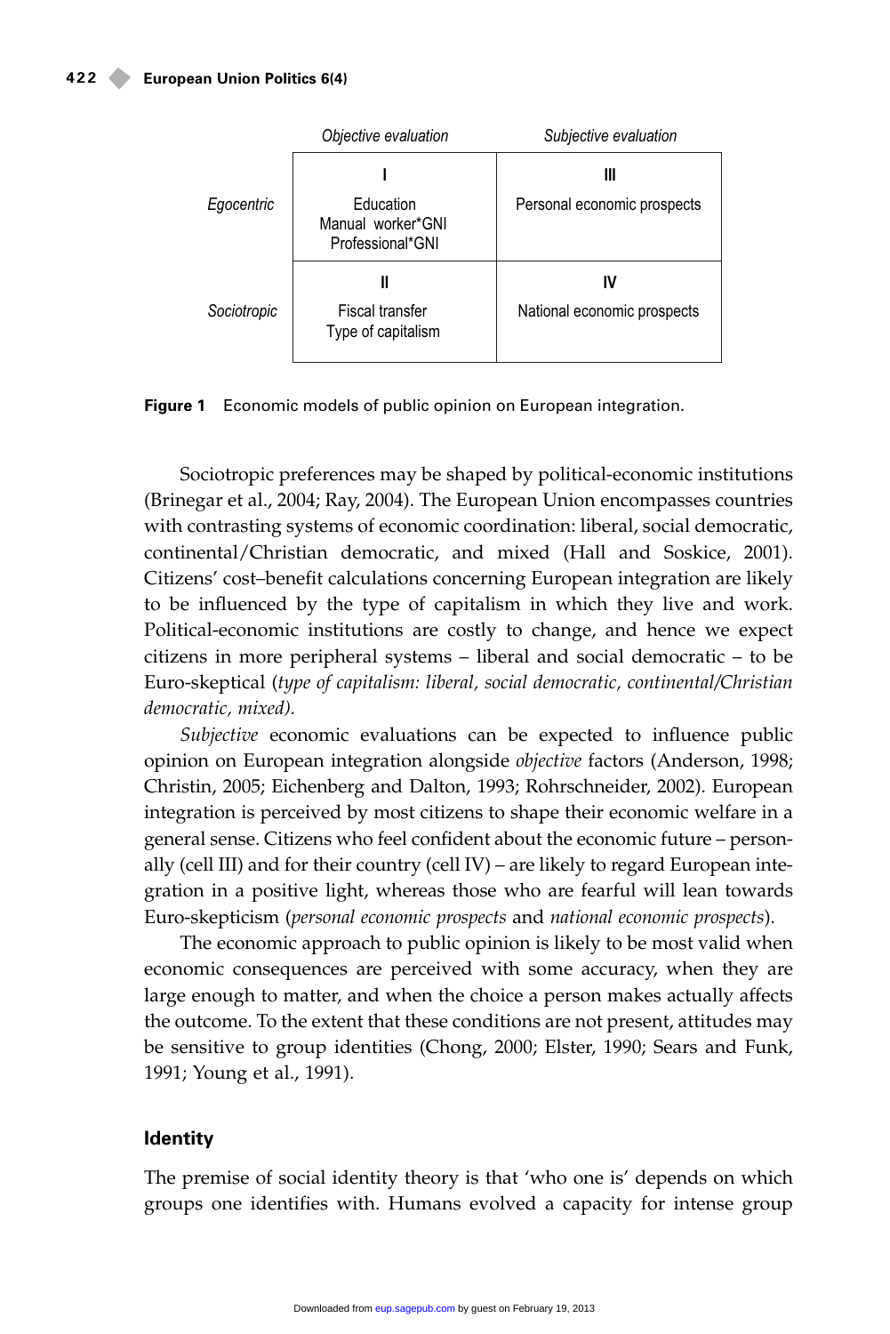| | *Objective evaluation* | *Subjective evaluation* |
|---|---|---|
| *Egocentric* | I<br>Education<br>Manual worker*GNI<br>Professional*GNI | III<br>Personal economic prospects |
| *Sociotropic* | II<br>Fiscal transfer<br>Type of capitalism | IV<br>National economic prospects |

**Figure 1** Economic models of public opinion on European integration.

Sociotropic preferences may be shaped by political-economic institutions (Brinegar et al., 2004; Ray, 2004). The European Union encompasses countries with contrasting systems of economic coordination: liberal, social democratic, continental/Christian democratic, and mixed (Hall and Soskice, 2001). Citizens' cost–benefit calculations concerning European integration are likely to be influenced by the type of capitalism in which they live and work. Political-economic institutions are costly to change, and hence we expect citizens in more peripheral systems – liberal and social democratic – to be Euro-skeptical (*type of capitalism: liberal, social democratic, continental/Christian democratic, mixed).*

*Subjective* economic evaluations can be expected to influence public opinion on European integration alongside *objective* factors (Anderson, 1998; Christin, 2005; Eichenberg and Dalton, 1993; Rohrschneider, 2002). European integration is perceived by most citizens to shape their economic welfare in a general sense. Citizens who feel confident about the economic future – personally (cell III) and for their country (cell IV) – are likely to regard European integration in a positive light, whereas those who are fearful will lean towards Euro-skepticism (*personal economic prospects* and *national economic prospects*).

The economic approach to public opinion is likely to be most valid when economic consequences are perceived with some accuracy, when they are large enough to matter, and when the choice a person makes actually affects the outcome. To the extent that these conditions are not present, attitudes may be sensitive to group identities (Chong, 2000; Elster, 1990; Sears and Funk, 1991; Young et al., 1991).

## Identity

The premise of social identity theory is that 'who one is' depends on which groups one identifies with. Humans evolved a capacity for intense group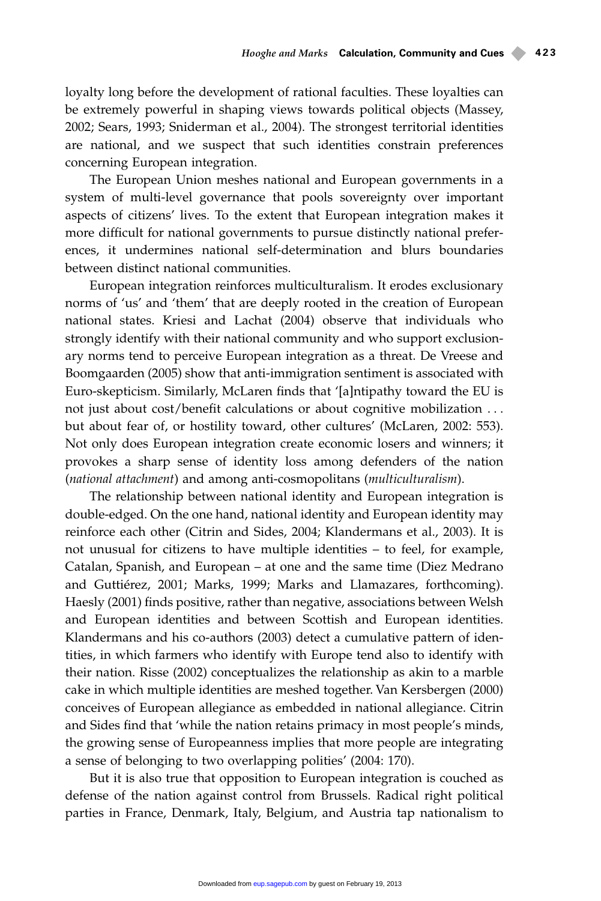loyalty long before the development of rational faculties. These loyalties can be extremely powerful in shaping views towards political objects (Massey, 2002; Sears, 1993; Sniderman et al., 2004). The strongest territorial identities are national, and we suspect that such identities constrain preferences concerning European integration.

The European Union meshes national and European governments in a system of multi-level governance that pools sovereignty over important aspects of citizens' lives. To the extent that European integration makes it more difficult for national governments to pursue distinctly national preferences, it undermines national self-determination and blurs boundaries between distinct national communities.

European integration reinforces multiculturalism. It erodes exclusionary norms of 'us' and 'them' that are deeply rooted in the creation of European national states. Kriesi and Lachat (2004) observe that individuals who strongly identify with their national community and who support exclusionary norms tend to perceive European integration as a threat. De Vreese and Boomgaarden (2005) show that anti-immigration sentiment is associated with Euro-skepticism. Similarly, McLaren finds that '[a]ntipathy toward the EU is not just about cost/benefit calculations or about cognitive mobilization . . . but about fear of, or hostility toward, other cultures' (McLaren, 2002: 553). Not only does European integration create economic losers and winners; it provokes a sharp sense of identity loss among defenders of the nation (*national attachment*) and among anti-cosmopolitans (*multiculturalism*).

The relationship between national identity and European integration is double-edged. On the one hand, national identity and European identity may reinforce each other (Citrin and Sides, 2004; Klandermans et al., 2003). It is not unusual for citizens to have multiple identities – to feel, for example, Catalan, Spanish, and European – at one and the same time (Diez Medrano and Guttiérez, 2001; Marks, 1999; Marks and Llamazares, forthcoming). Haesly (2001) finds positive, rather than negative, associations between Welsh and European identities and between Scottish and European identities. Klandermans and his co-authors (2003) detect a cumulative pattern of identities, in which farmers who identify with Europe tend also to identify with their nation. Risse (2002) conceptualizes the relationship as akin to a marble cake in which multiple identities are meshed together. Van Kersbergen (2000) conceives of European allegiance as embedded in national allegiance. Citrin and Sides find that 'while the nation retains primacy in most people's minds, the growing sense of Europeanness implies that more people are integrating a sense of belonging to two overlapping polities' (2004: 170).

But it is also true that opposition to European integration is couched as defense of the nation against control from Brussels. Radical right political parties in France, Denmark, Italy, Belgium, and Austria tap nationalism to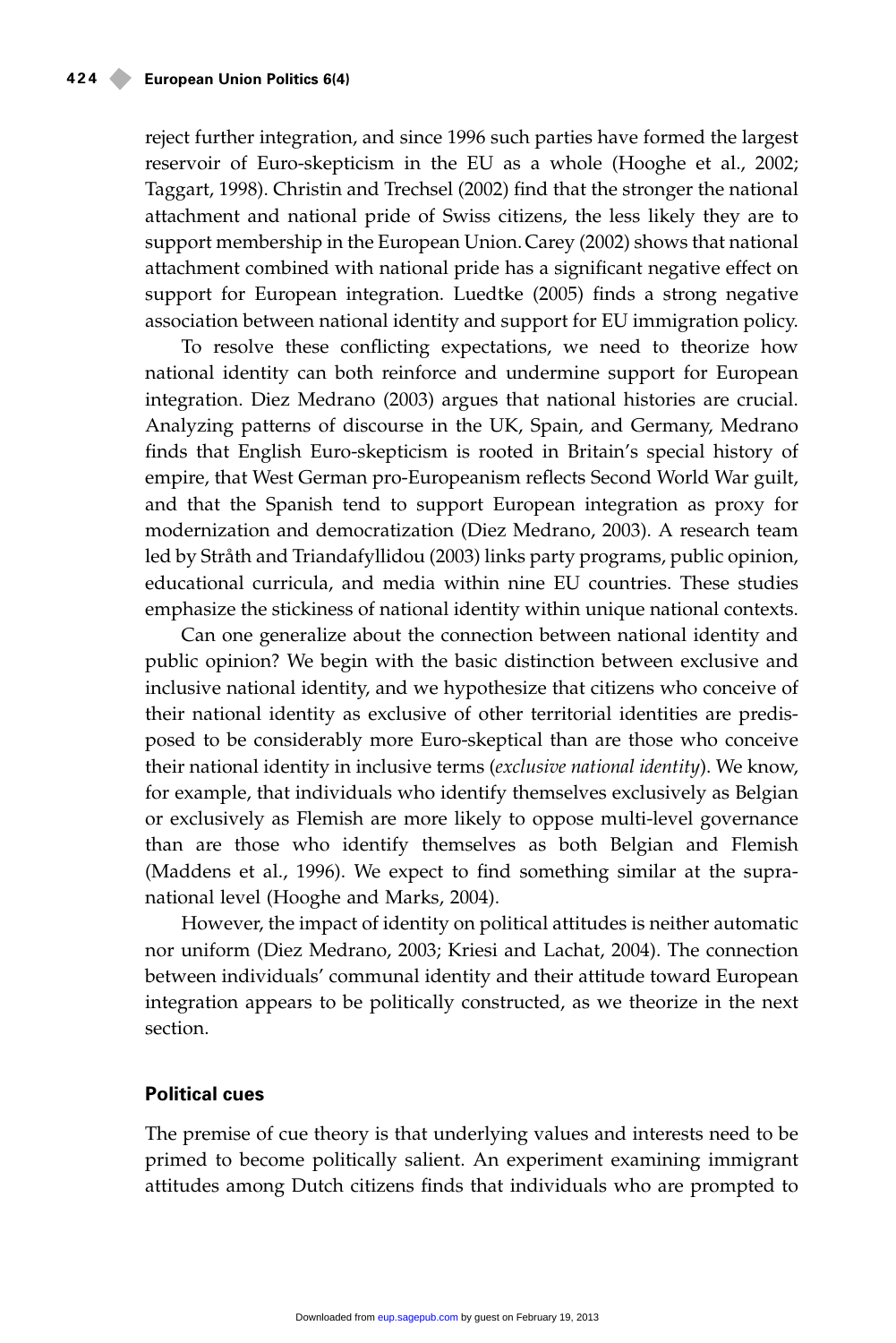reject further integration, and since 1996 such parties have formed the largest reservoir of Euro-skepticism in the EU as a whole (Hooghe et al., 2002; Taggart, 1998). Christin and Trechsel (2002) find that the stronger the national attachment and national pride of Swiss citizens, the less likely they are to support membership in the European Union. Carey (2002) shows that national attachment combined with national pride has a significant negative effect on support for European integration. Luedtke (2005) finds a strong negative association between national identity and support for EU immigration policy.

To resolve these conflicting expectations, we need to theorize how national identity can both reinforce and undermine support for European integration. Diez Medrano (2003) argues that national histories are crucial. Analyzing patterns of discourse in the UK, Spain, and Germany, Medrano finds that English Euro-skepticism is rooted in Britain's special history of empire, that West German pro-Europeanism reflects Second World War guilt, and that the Spanish tend to support European integration as proxy for modernization and democratization (Diez Medrano, 2003). A research team led by Stråth and Triandafyllidou (2003) links party programs, public opinion, educational curricula, and media within nine EU countries. These studies emphasize the stickiness of national identity within unique national contexts.

Can one generalize about the connection between national identity and public opinion? We begin with the basic distinction between exclusive and inclusive national identity, and we hypothesize that citizens who conceive of their national identity as exclusive of other territorial identities are predisposed to be considerably more Euro-skeptical than are those who conceive their national identity in inclusive terms (*exclusive national identity*). We know, for example, that individuals who identify themselves exclusively as Belgian or exclusively as Flemish are more likely to oppose multi-level governance than are those who identify themselves as both Belgian and Flemish (Maddens et al., 1996). We expect to find something similar at the supranational level (Hooghe and Marks, 2004).

However, the impact of identity on political attitudes is neither automatic nor uniform (Diez Medrano, 2003; Kriesi and Lachat, 2004). The connection between individuals' communal identity and their attitude toward European integration appears to be politically constructed, as we theorize in the next section.

## Political cues

The premise of cue theory is that underlying values and interests need to be primed to become politically salient. An experiment examining immigrant attitudes among Dutch citizens finds that individuals who are prompted to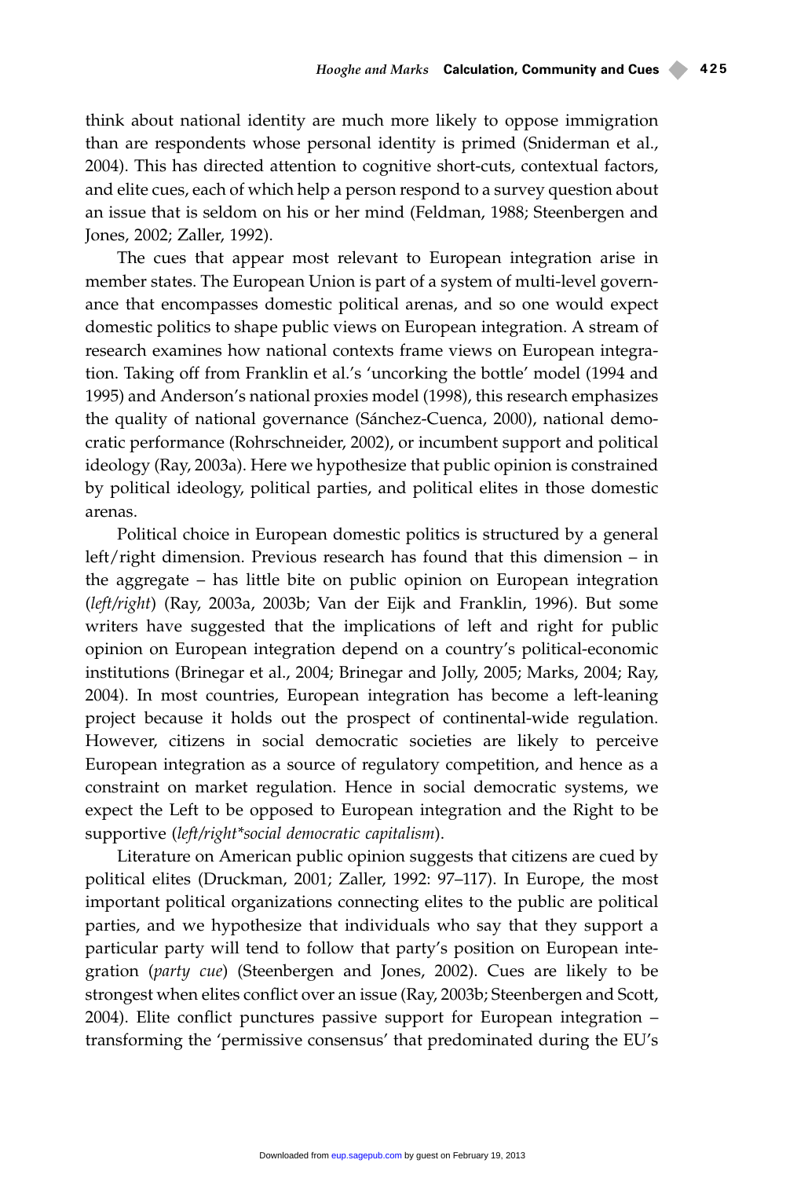think about national identity are much more likely to oppose immigration than are respondents whose personal identity is primed (Sniderman et al., 2004). This has directed attention to cognitive short-cuts, contextual factors, and elite cues, each of which help a person respond to a survey question about an issue that is seldom on his or her mind (Feldman, 1988; Steenbergen and Jones, 2002; Zaller, 1992).

The cues that appear most relevant to European integration arise in member states. The European Union is part of a system of multi-level governance that encompasses domestic political arenas, and so one would expect domestic politics to shape public views on European integration. A stream of research examines how national contexts frame views on European integration. Taking off from Franklin et al.'s 'uncorking the bottle' model (1994 and 1995) and Anderson's national proxies model (1998), this research emphasizes the quality of national governance (Sánchez-Cuenca, 2000), national democratic performance (Rohrschneider, 2002), or incumbent support and political ideology (Ray, 2003a). Here we hypothesize that public opinion is constrained by political ideology, political parties, and political elites in those domestic arenas.

Political choice in European domestic politics is structured by a general left/right dimension. Previous research has found that this dimension – in the aggregate – has little bite on public opinion on European integration (*left/right*) (Ray, 2003a, 2003b; Van der Eijk and Franklin, 1996). But some writers have suggested that the implications of left and right for public opinion on European integration depend on a country's political-economic institutions (Brinegar et al., 2004; Brinegar and Jolly, 2005; Marks, 2004; Ray, 2004). In most countries, European integration has become a left-leaning project because it holds out the prospect of continental-wide regulation. However, citizens in social democratic societies are likely to perceive European integration as a source of regulatory competition, and hence as a constraint on market regulation. Hence in social democratic systems, we expect the Left to be opposed to European integration and the Right to be supportive (*left/right*social democratic capitalism*).

Literature on American public opinion suggests that citizens are cued by political elites (Druckman, 2001; Zaller, 1992: 97–117). In Europe, the most important political organizations connecting elites to the public are political parties, and we hypothesize that individuals who say that they support a particular party will tend to follow that party's position on European integration (*party cue*) (Steenbergen and Jones, 2002). Cues are likely to be strongest when elites conflict over an issue (Ray, 2003b; Steenbergen and Scott, 2004). Elite conflict punctures passive support for European integration – transforming the 'permissive consensus' that predominated during the EU's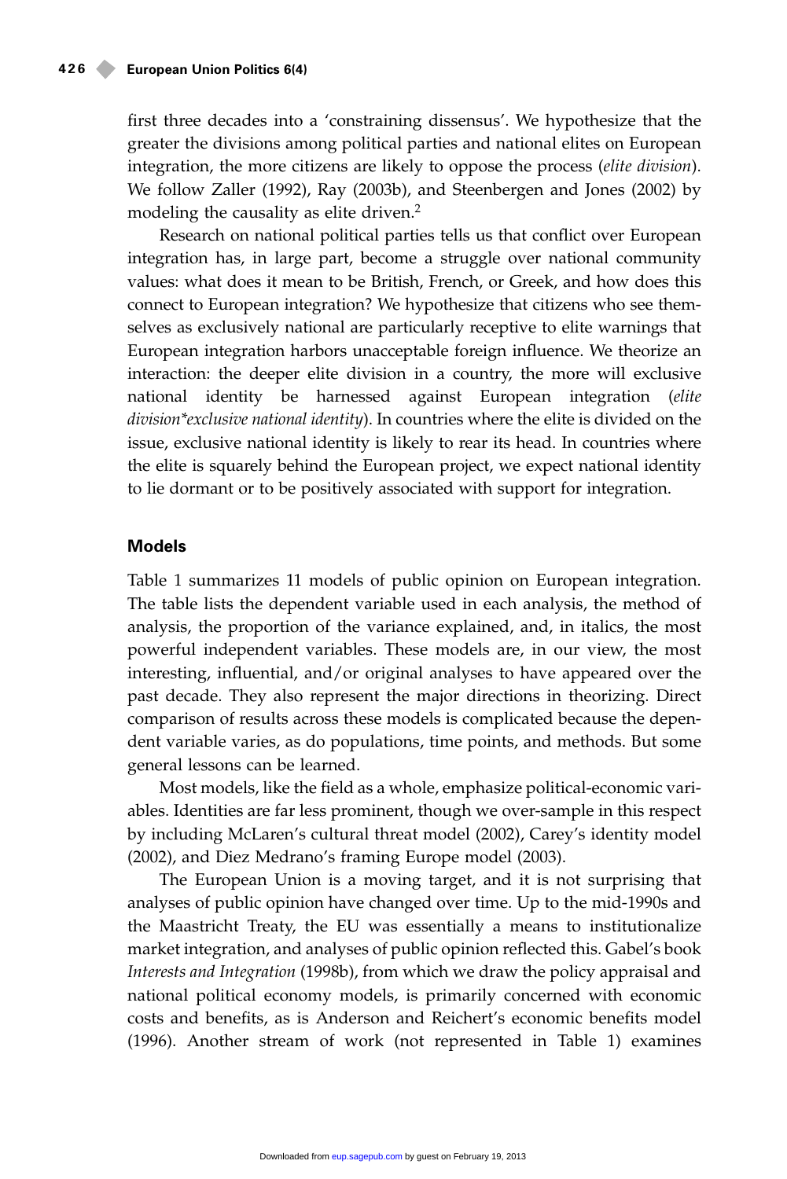first three decades into a 'constraining dissensus'. We hypothesize that the greater the divisions among political parties and national elites on European integration, the more citizens are likely to oppose the process (*elite division*). We follow Zaller (1992), Ray (2003b), and Steenbergen and Jones (2002) by modeling the causality as elite driven.[2]

Research on national political parties tells us that conflict over European integration has, in large part, become a struggle over national community values: what does it mean to be British, French, or Greek, and how does this connect to European integration? We hypothesize that citizens who see themselves as exclusively national are particularly receptive to elite warnings that European integration harbors unacceptable foreign influence. We theorize an interaction: the deeper elite division in a country, the more will exclusive national identity be harnessed against European integration (*elite division*exclusive national identity*). In countries where the elite is divided on the issue, exclusive national identity is likely to rear its head. In countries where the elite is squarely behind the European project, we expect national identity to lie dormant or to be positively associated with support for integration.

## Models

Table 1 summarizes 11 models of public opinion on European integration. The table lists the dependent variable used in each analysis, the method of analysis, the proportion of the variance explained, and, in italics, the most powerful independent variables. These models are, in our view, the most interesting, influential, and/or original analyses to have appeared over the past decade. They also represent the major directions in theorizing. Direct comparison of results across these models is complicated because the dependent variable varies, as do populations, time points, and methods. But some general lessons can be learned.

Most models, like the field as a whole, emphasize political-economic variables. Identities are far less prominent, though we over-sample in this respect by including McLaren's cultural threat model (2002), Carey's identity model (2002), and Diez Medrano's framing Europe model (2003).

The European Union is a moving target, and it is not surprising that analyses of public opinion have changed over time. Up to the mid-1990s and the Maastricht Treaty, the EU was essentially a means to institutionalize market integration, and analyses of public opinion reflected this. Gabel's book *Interests and Integration* (1998b), from which we draw the policy appraisal and national political economy models, is primarily concerned with economic costs and benefits, as is Anderson and Reichert's economic benefits model (1996). Another stream of work (not represented in Table 1) examines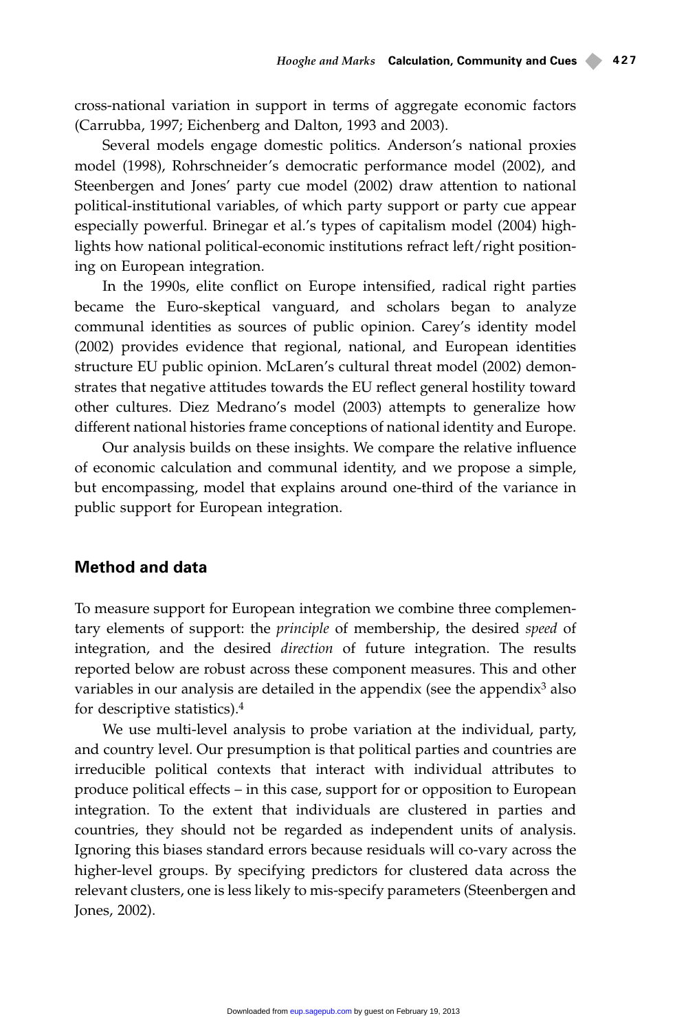cross-national variation in support in terms of aggregate economic factors (Carrubba, 1997; Eichenberg and Dalton, 1993 and 2003).

Several models engage domestic politics. Anderson's national proxies model (1998), Rohrschneider's democratic performance model (2002), and Steenbergen and Jones' party cue model (2002) draw attention to national political-institutional variables, of which party support or party cue appear especially powerful. Brinegar et al.'s types of capitalism model (2004) highlights how national political-economic institutions refract left/right positioning on European integration.

In the 1990s, elite conflict on Europe intensified, radical right parties became the Euro-skeptical vanguard, and scholars began to analyze communal identities as sources of public opinion. Carey's identity model (2002) provides evidence that regional, national, and European identities structure EU public opinion. McLaren's cultural threat model (2002) demonstrates that negative attitudes towards the EU reflect general hostility toward other cultures. Diez Medrano's model (2003) attempts to generalize how different national histories frame conceptions of national identity and Europe.

Our analysis builds on these insights. We compare the relative influence of economic calculation and communal identity, and we propose a simple, but encompassing, model that explains around one-third of the variance in public support for European integration.

## Method and data

To measure support for European integration we combine three complementary elements of support: the *principle* of membership, the desired *speed* of integration, and the desired *direction* of future integration. The results reported below are robust across these component measures. This and other variables in our analysis are detailed in the appendix (see the appendix[3] also for descriptive statistics).[4]

We use multi-level analysis to probe variation at the individual, party, and country level. Our presumption is that political parties and countries are irreducible political contexts that interact with individual attributes to produce political effects – in this case, support for or opposition to European integration. To the extent that individuals are clustered in parties and countries, they should not be regarded as independent units of analysis. Ignoring this biases standard errors because residuals will co-vary across the higher-level groups. By specifying predictors for clustered data across the relevant clusters, one is less likely to mis-specify parameters (Steenbergen and Jones, 2002).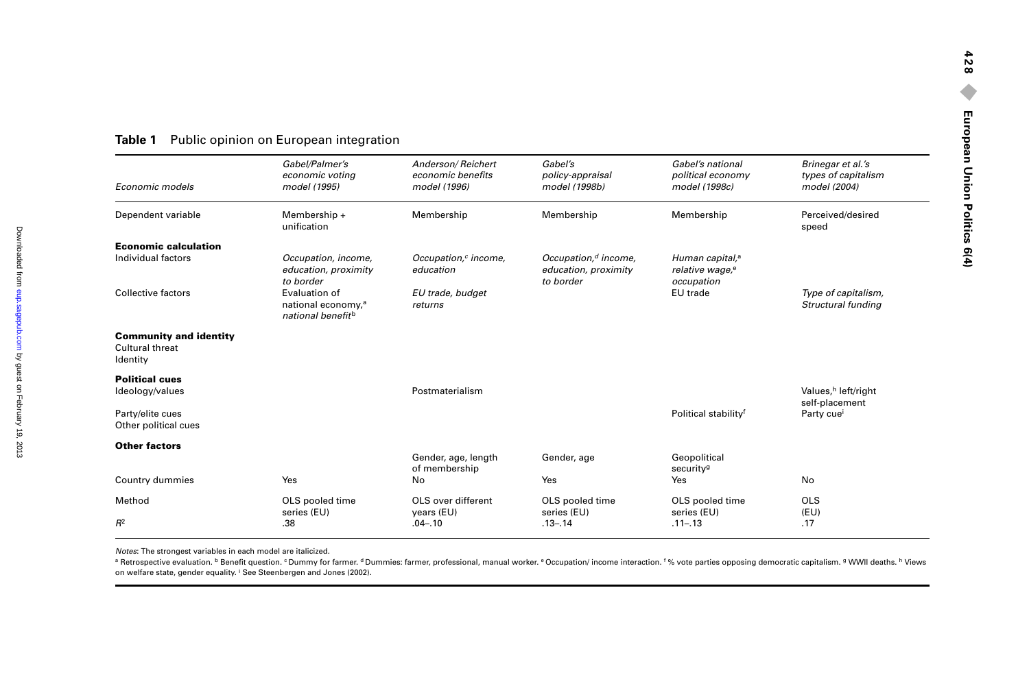**Table 1** Public opinion on European integration

| *Economic models* | *Gabel/Palmer's economic voting model (1995)* | *Anderson/ Reichert economic benefits model (1996)* | *Gabel's policy-appraisal model (1998b)* | *Gabel's national political economy model (1998c)* | *Brinegar et al.'s types of capitalism model (2004)* |
|---|---|---|---|---|---|
| Dependent variable | Membership + unification | Membership | Membership | Membership | Perceived/desired speed |
| **Economic calculation** | | | | | |
| Individual factors | *Occupation, income, education, proximity to border* | *Occupation,[c] income, education* | *Occupation,[d] income, education, proximity to border* | *Human capital,[a] relative wage,[e] occupation* | |
| Collective factors | Evaluation of national economy,[a] *national benefit*[b] | *EU trade, budget returns* | | EU trade | *Type of capitalism, Structural funding* |
| **Community and identity** | | | | | |
| Cultural threat | | | | | |
| Identity | | | | | |
| **Political cues** | | | | | |
| Ideology/values | | Postmaterialism | | | Values,[h] left/right self-placement |
| Party/elite cues | | | | Political stability[f] | Party cue[i] |
| Other political cues | | | | | |
| **Other factors** | | | | | |
| | | Gender, age, length of membership | Gender, age | Geopolitical security[g] | |
| Country dummies | Yes | No | Yes | Yes | No |
| Method | OLS pooled time series (EU) | OLS over different years (EU) | OLS pooled time series (EU) | OLS pooled time series (EU) | OLS (EU) |
| $R^2$ | .38 | .04–.10 | .13–.14 | .11–.13 | .17 |

*Notes*: The strongest variables in each model are italicized.

[a] Retrospective evaluation. [b] Benefit question. [c] Dummy for farmer. [d] Dummies: farmer, professional, manual worker. [e] Occupation/ income interaction. [f] % vote parties opposing democratic capitalism. [g] WWII deaths. [h] Views on welfare state, gender equality. [i] See Steenbergen and Jones (2002).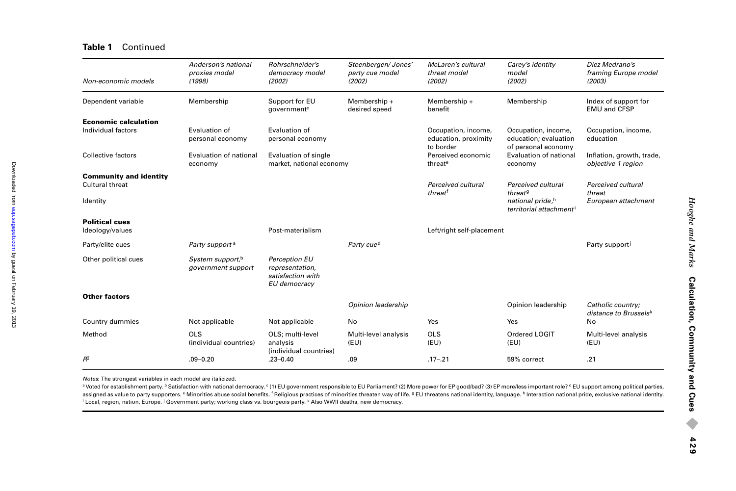**Table 1** Continued

| Non-economic models | *Anderson's national proxies model (1998)* | *Rohrschneider's democracy model (2002)* | *Steenbergen/ Jones' party cue model (2002)* | *McLaren's cultural threat model (2002)* | *Carey's identity model (2002)* | *Diez Medrano's framing Europe model (2003)* |
|---|---|---|---|---|---|---|
| Dependent variable | Membership | Support for EU government[c] | Membership + desired speed | Membership + benefit | Membership | Index of support for EMU and CFSP |
| **Economic calculation** | | | | | | |
| Individual factors | Evaluation of personal economy | Evaluation of personal economy | | Occupation, income, education, proximity to border | Occupation, income, education; evaluation of personal economy | Occupation, income, education |
| Collective factors | Evaluation of national economy | Evaluation of single market, national economy | | Perceived economic threat[e] | Evaluation of national economy | Inflation, growth, trade, *objective 1 region* |
| **Community and identity** | | | | | | |
| Cultural threat | | | | *Perceived cultural threat*[f] | *Perceived cultural threat*[g] | *Perceived cultural threat* |
| Identity | | | | | *national pride,*[h] *territorial attachment*[i] | *European attachment* |
| **Political cues** | | | | | | |
| Ideology/values | | Post-materialism | | Left/right self-placement | | |
| Party/elite cues | *Party support*[a] | | *Party cue*[d] | | | Party support[j] |
| Other political cues | *System support,*[b] *government support* | *Perception EU representation, satisfaction with EU democracy* | | | | |
| **Other factors** | | | | | | |
| | | | *Opinion leadership* | | Opinion leadership | *Catholic country; distance to Brussels*[k] |
| Country dummies | Not applicable | Not applicable | No | Yes | Yes | No |
| Method | OLS (individual countries) | OLS; multi-level analysis (individual countries) | Multi-level analysis (EU) | OLS (EU) | Ordered LOGIT (EU) | Multi-level analysis (EU) |
| $R^2$ | .09–0.20 | .23–0.40 | .09 | .17–.21 | 59% correct | .21 |

*Notes*: The strongest variables in each model are italicized.

[a] Voted for establishment party. [b] Satisfaction with national democracy. [c] (1) EU government responsible to EU Parliament? (2) More power for EP good/bad? (3) EP more/less important role? [d] EU support among political parties, assigned as value to party supporters. [e] Minorities abuse social benefits. [f] Religious practices of minorities threaten way of life. [g] EU threatens national identity, language. [h] Interaction national pride, exclusive national identity. [i] Local, region, nation, Europe. [j] Government party; working class vs. bourgeois party. [k] Also WWII deaths, new democracy.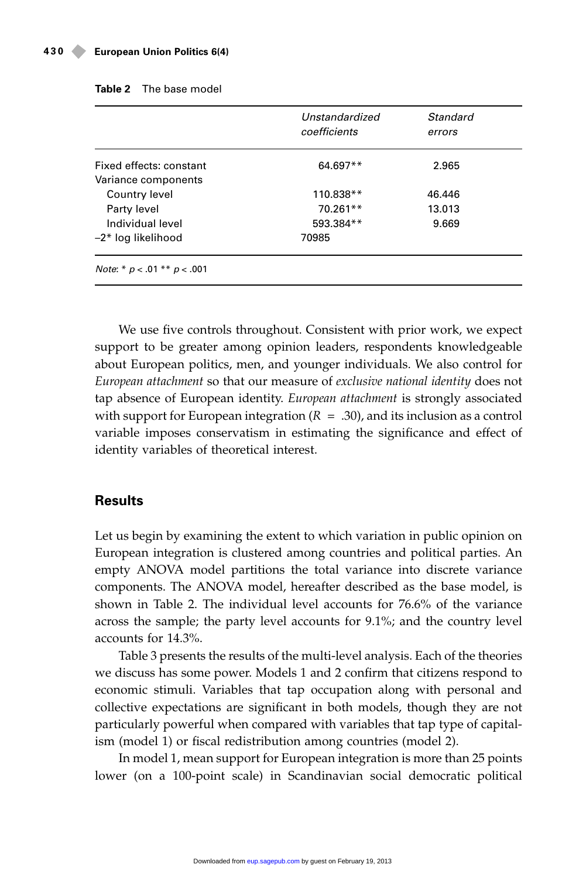**Table 2** The base model

| | *Unstandardized coefficients* | *Standard errors* |
|---|---|---|
| Fixed effects: constant | 64.697** | 2.965 |
| Variance components | | |
| Country level | 110.838** | 46.446 |
| Party level | 70.261** | 13.013 |
| Individual level | 593.384** | 9.669 |
| –2* log likelihood | 70985 | |

*Note*: * $p < .01$ ** $p < .001$

We use five controls throughout. Consistent with prior work, we expect support to be greater among opinion leaders, respondents knowledgeable about European politics, men, and younger individuals. We also control for *European attachment* so that our measure of *exclusive national identity* does not tap absence of European identity. *European attachment* is strongly associated with support for European integration ($R = .30$), and its inclusion as a control variable imposes conservatism in estimating the significance and effect of identity variables of theoretical interest.

## Results

Let us begin by examining the extent to which variation in public opinion on European integration is clustered among countries and political parties. An empty ANOVA model partitions the total variance into discrete variance components. The ANOVA model, hereafter described as the base model, is shown in Table 2. The individual level accounts for 76.6% of the variance across the sample; the party level accounts for 9.1%; and the country level accounts for 14.3%.

Table 3 presents the results of the multi-level analysis. Each of the theories we discuss has some power. Models 1 and 2 confirm that citizens respond to economic stimuli. Variables that tap occupation along with personal and collective expectations are significant in both models, though they are not particularly powerful when compared with variables that tap type of capitalism (model 1) or fiscal redistribution among countries (model 2).

In model 1, mean support for European integration is more than 25 points lower (on a 100-point scale) in Scandinavian social democratic political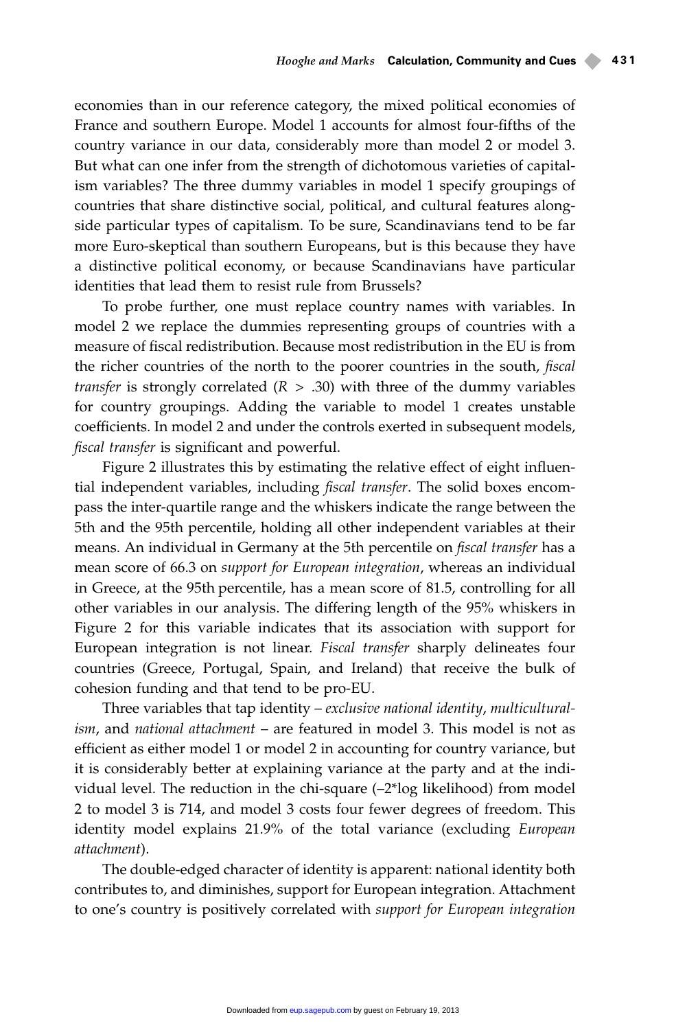economies than in our reference category, the mixed political economies of France and southern Europe. Model 1 accounts for almost four-fifths of the country variance in our data, considerably more than model 2 or model 3. But what can one infer from the strength of dichotomous varieties of capitalism variables? The three dummy variables in model 1 specify groupings of countries that share distinctive social, political, and cultural features alongside particular types of capitalism. To be sure, Scandinavians tend to be far more Euro-skeptical than southern Europeans, but is this because they have a distinctive political economy, or because Scandinavians have particular identities that lead them to resist rule from Brussels?

To probe further, one must replace country names with variables. In model 2 we replace the dummies representing groups of countries with a measure of fiscal redistribution. Because most redistribution in the EU is from the richer countries of the north to the poorer countries in the south, *fiscal transfer* is strongly correlated ($R > .30$) with three of the dummy variables for country groupings. Adding the variable to model 1 creates unstable coefficients. In model 2 and under the controls exerted in subsequent models, *fiscal transfer* is significant and powerful.

Figure 2 illustrates this by estimating the relative effect of eight influential independent variables, including *fiscal transfer*. The solid boxes encompass the inter-quartile range and the whiskers indicate the range between the 5th and the 95th percentile, holding all other independent variables at their means. An individual in Germany at the 5th percentile on *fiscal transfer* has a mean score of 66.3 on *support for European integration*, whereas an individual in Greece, at the 95th percentile, has a mean score of 81.5, controlling for all other variables in our analysis. The differing length of the 95% whiskers in Figure 2 for this variable indicates that its association with support for European integration is not linear. *Fiscal transfer* sharply delineates four countries (Greece, Portugal, Spain, and Ireland) that receive the bulk of cohesion funding and that tend to be pro-EU.

Three variables that tap identity – *exclusive national identity*, *multiculturalism*, and *national attachment* – are featured in model 3. This model is not as efficient as either model 1 or model 2 in accounting for country variance, but it is considerably better at explaining variance at the party and at the individual level. The reduction in the chi-square (–2*log likelihood) from model 2 to model 3 is 714, and model 3 costs four fewer degrees of freedom. This identity model explains 21.9% of the total variance (excluding *European attachment*).

The double-edged character of identity is apparent: national identity both contributes to, and diminishes, support for European integration. Attachment to one's country is positively correlated with *support for European integration*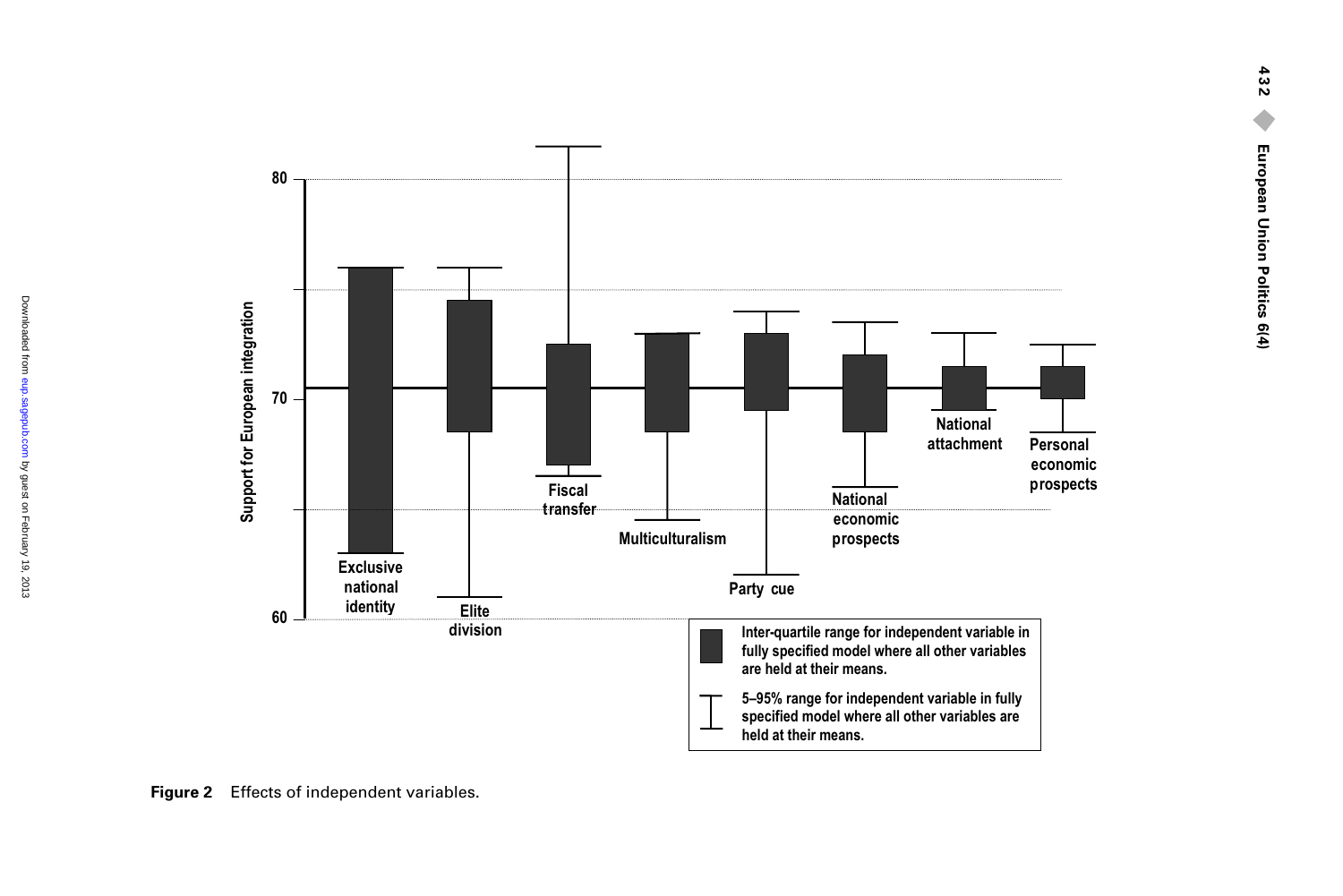Figure 2 Effects of independent variables.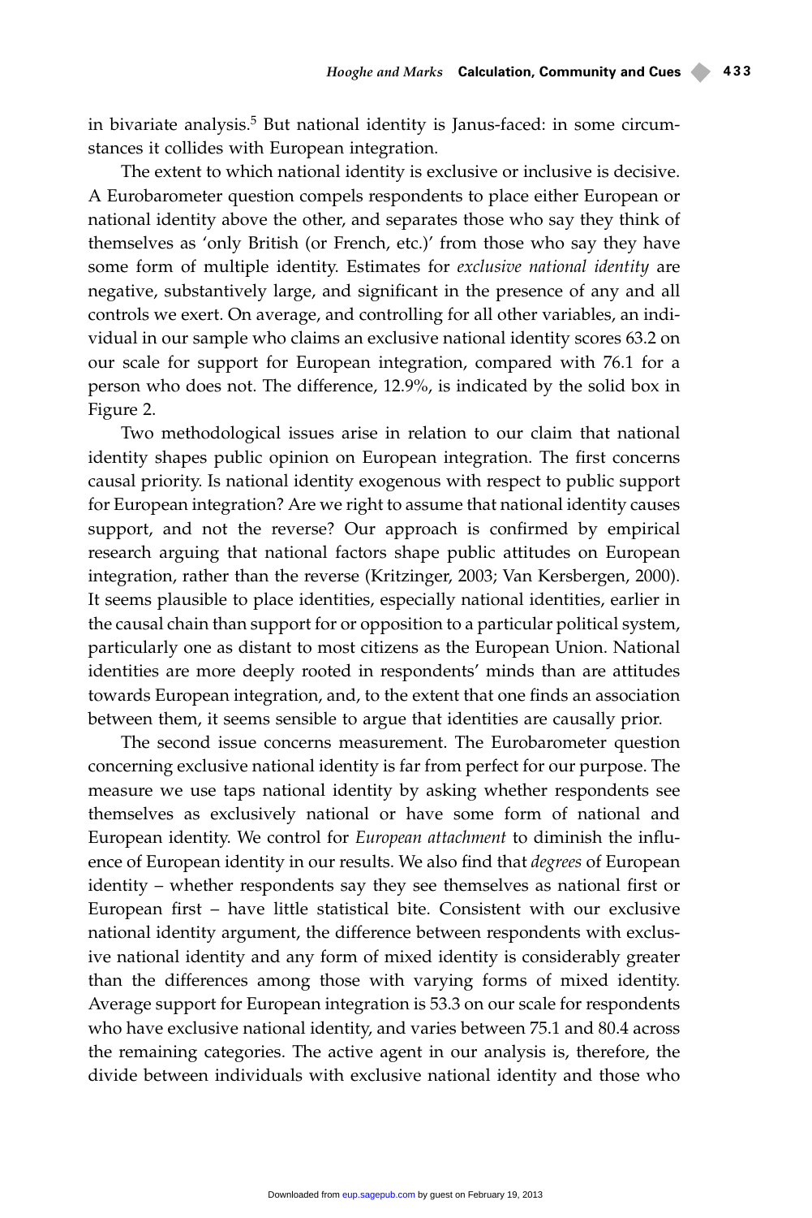in bivariate analysis.[5] But national identity is Janus-faced: in some circumstances it collides with European integration.

The extent to which national identity is exclusive or inclusive is decisive. A Eurobarometer question compels respondents to place either European or national identity above the other, and separates those who say they think of themselves as 'only British (or French, etc.)' from those who say they have some form of multiple identity. Estimates for *exclusive national identity* are negative, substantively large, and significant in the presence of any and all controls we exert. On average, and controlling for all other variables, an individual in our sample who claims an exclusive national identity scores 63.2 on our scale for support for European integration, compared with 76.1 for a person who does not. The difference, 12.9%, is indicated by the solid box in Figure 2.

Two methodological issues arise in relation to our claim that national identity shapes public opinion on European integration. The first concerns causal priority. Is national identity exogenous with respect to public support for European integration? Are we right to assume that national identity causes support, and not the reverse? Our approach is confirmed by empirical research arguing that national factors shape public attitudes on European integration, rather than the reverse (Kritzinger, 2003; Van Kersbergen, 2000). It seems plausible to place identities, especially national identities, earlier in the causal chain than support for or opposition to a particular political system, particularly one as distant to most citizens as the European Union. National identities are more deeply rooted in respondents' minds than are attitudes towards European integration, and, to the extent that one finds an association between them, it seems sensible to argue that identities are causally prior.

The second issue concerns measurement. The Eurobarometer question concerning exclusive national identity is far from perfect for our purpose. The measure we use taps national identity by asking whether respondents see themselves as exclusively national or have some form of national and European identity. We control for *European attachment* to diminish the influence of European identity in our results. We also find that *degrees* of European identity – whether respondents say they see themselves as national first or European first – have little statistical bite. Consistent with our exclusive national identity argument, the difference between respondents with exclusive national identity and any form of mixed identity is considerably greater than the differences among those with varying forms of mixed identity. Average support for European integration is 53.3 on our scale for respondents who have exclusive national identity, and varies between 75.1 and 80.4 across the remaining categories. The active agent in our analysis is, therefore, the divide between individuals with exclusive national identity and those who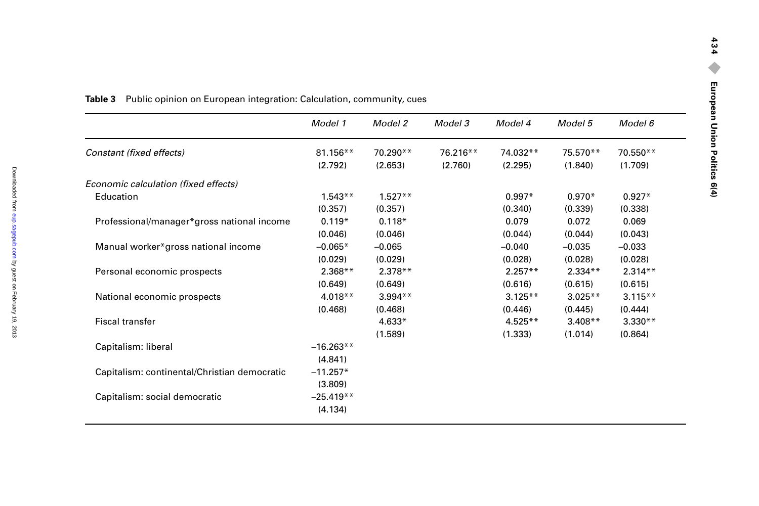**Table 3** Public opinion on European integration: Calculation, community, cues

| | *Model 1* | *Model 2* | *Model 3* | *Model 4* | *Model 5* | *Model 6* |
|---|---|---|---|---|---|---|
| *Constant (fixed effects)* | 81.156** | 70.290** | 76.216** | 74.032** | 75.570** | 70.550** |
| | (2.792) | (2.653) | (2.760) | (2.295) | (1.840) | (1.709) |
| *Economic calculation (fixed effects)* | | | | | | |
| Education | 1.543** | 1.527** | | 0.997* | 0.970* | 0.927* |
| | (0.357) | (0.357) | | (0.340) | (0.339) | (0.338) |
| Professional/manager*gross national income | 0.119* | 0.118* | | 0.079 | 0.072 | 0.069 |
| | (0.046) | (0.046) | | (0.044) | (0.044) | (0.043) |
| Manual worker*gross national income | –0.065* | –0.065 | | –0.040 | –0.035 | –0.033 |
| | (0.029) | (0.029) | | (0.028) | (0.028) | (0.028) |
| Personal economic prospects | 2.368** | 2.378** | | 2.257** | 2.334** | 2.314** |
| | (0.649) | (0.649) | | (0.616) | (0.615) | (0.615) |
| National economic prospects | 4.018** | 3.994** | | 3.125** | 3.025** | 3.115** |
| | (0.468) | (0.468) | | (0.446) | (0.445) | (0.444) |
| Fiscal transfer | | 4.633* | | 4.525** | 3.408** | 3.330** |
| | | (1.589) | | (1.333) | (1.014) | (0.864) |
| Capitalism: liberal | –16.263** | | | | | |
| | (4.841) | | | | | |
| Capitalism: continental/Christian democratic | –11.257* | | | | | |
| | (3.809) | | | | | |
| Capitalism: social democratic | –25.419** | | | | | |
| | (4.134) | | | | | |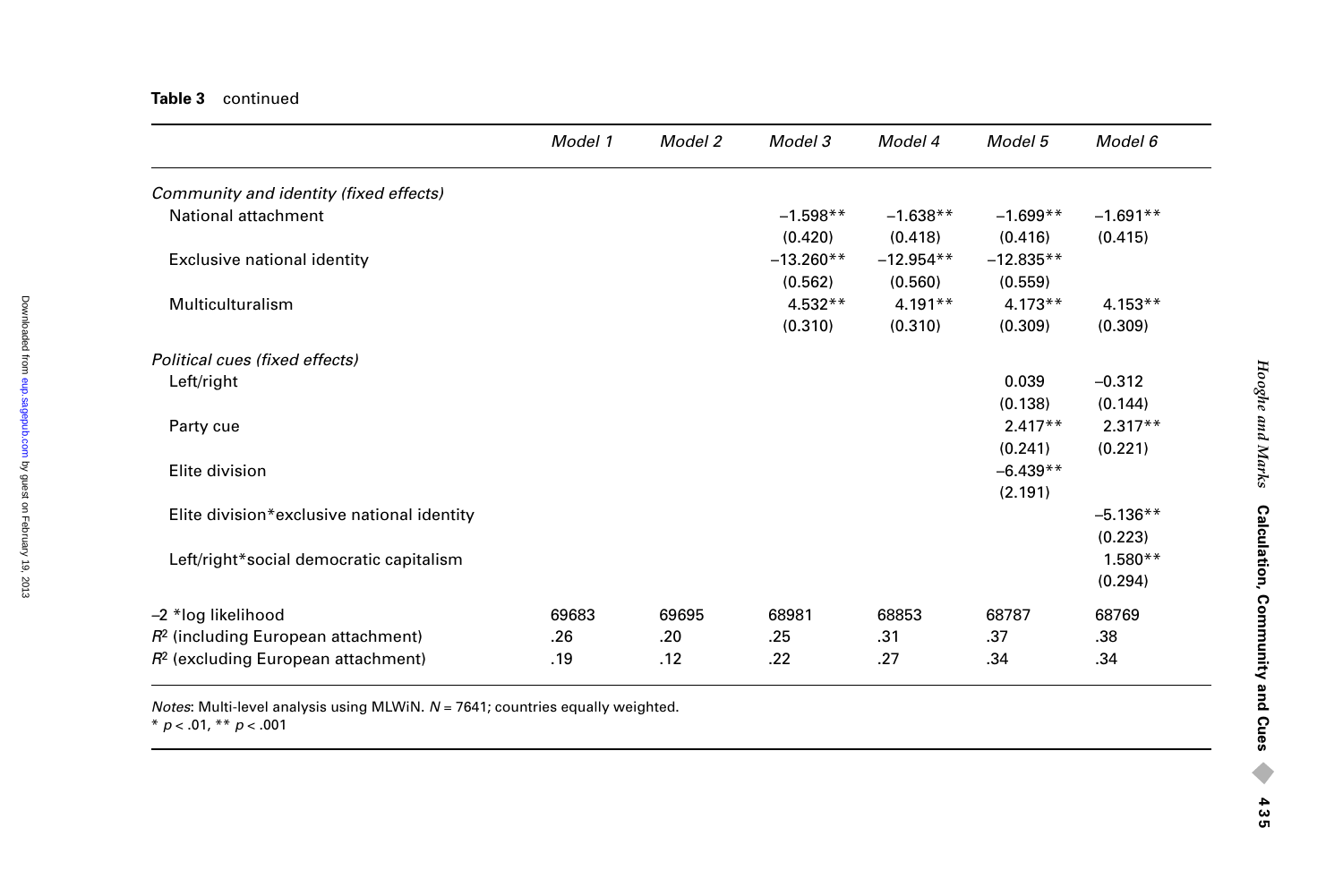**Table 3** continued

| | *Model 1* | *Model 2* | *Model 3* | *Model 4* | *Model 5* | *Model 6* |
|---|---|---|---|---|---|---|
| *Community and identity (fixed effects)* | | | | | | |
| National attachment | | | −1.598** | −1.638** | −1.699** | −1.691** |
| | | | (0.420) | (0.418) | (0.416) | (0.415) |
| Exclusive national identity | | | −13.260** | −12.954** | −12.835** | |
| | | | (0.562) | (0.560) | (0.559) | |
| Multiculturalism | | | 4.532** | 4.191** | 4.173** | 4.153** |
| | | | (0.310) | (0.310) | (0.309) | (0.309) |
| *Political cues (fixed effects)* | | | | | | |
| Left/right | | | | | 0.039 | −0.312 |
| | | | | | (0.138) | (0.144) |
| Party cue | | | | | 2.417** | 2.317** |
| | | | | | (0.241) | (0.221) |
| Elite division | | | | | −6.439** | |
| | | | | | (2.191) | |
| Elite division*exclusive national identity | | | | | | −5.136** |
| | | | | | | (0.223) |
| Left/right*social democratic capitalism | | | | | | 1.580** |
| | | | | | | (0.294) |
| −2 *log likelihood | 69683 | 69695 | 68981 | 68853 | 68787 | 68769 |
| $R^2$ (including European attachment) | .26 | .20 | .25 | .31 | .37 | .38 |
| $R^2$ (excluding European attachment) | .19 | .12 | .22 | .27 | .34 | .34 |

*Notes*: Multi-level analysis using MLWiN. $N = 7641$; countries equally weighted.
* $p < .01$, ** $p < .001$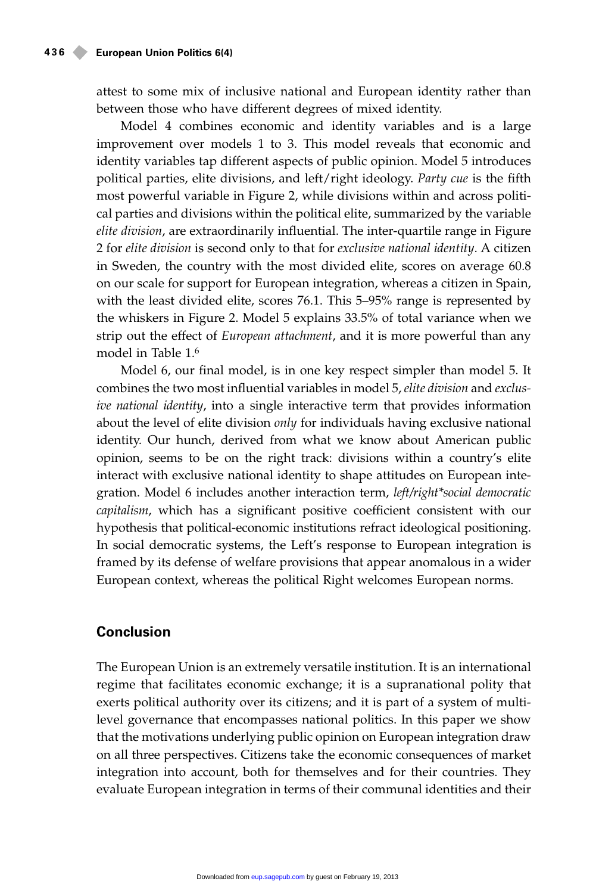attest to some mix of inclusive national and European identity rather than between those who have different degrees of mixed identity.

Model 4 combines economic and identity variables and is a large improvement over models 1 to 3. This model reveals that economic and identity variables tap different aspects of public opinion. Model 5 introduces political parties, elite divisions, and left/right ideology. *Party cue* is the fifth most powerful variable in Figure 2, while divisions within and across political parties and divisions within the political elite, summarized by the variable *elite division*, are extraordinarily influential. The inter-quartile range in Figure 2 for *elite division* is second only to that for *exclusive national identity*. A citizen in Sweden, the country with the most divided elite, scores on average 60.8 on our scale for support for European integration, whereas a citizen in Spain, with the least divided elite, scores 76.1. This 5–95% range is represented by the whiskers in Figure 2. Model 5 explains 33.5% of total variance when we strip out the effect of *European attachment*, and it is more powerful than any model in Table 1.[6]

Model 6, our final model, is in one key respect simpler than model 5. It combines the two most influential variables in model 5, *elite division* and *exclusive national identity*, into a single interactive term that provides information about the level of elite division *only* for individuals having exclusive national identity. Our hunch, derived from what we know about American public opinion, seems to be on the right track: divisions within a country's elite interact with exclusive national identity to shape attitudes on European integration. Model 6 includes another interaction term, *left/right*social democratic capitalism*, which has a significant positive coefficient consistent with our hypothesis that political-economic institutions refract ideological positioning. In social democratic systems, the Left's response to European integration is framed by its defense of welfare provisions that appear anomalous in a wider European context, whereas the political Right welcomes European norms.

## Conclusion

The European Union is an extremely versatile institution. It is an international regime that facilitates economic exchange; it is a supranational polity that exerts political authority over its citizens; and it is part of a system of multi-level governance that encompasses national politics. In this paper we show that the motivations underlying public opinion on European integration draw on all three perspectives. Citizens take the economic consequences of market integration into account, both for themselves and for their countries. They evaluate European integration in terms of their communal identities and their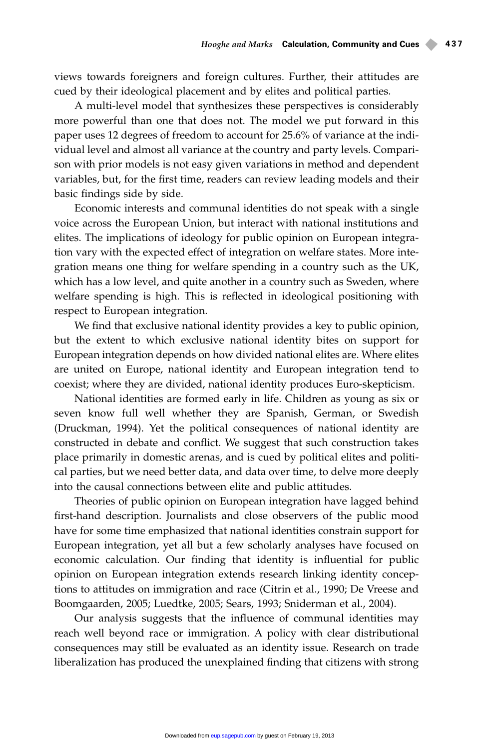views towards foreigners and foreign cultures. Further, their attitudes are cued by their ideological placement and by elites and political parties.

A multi-level model that synthesizes these perspectives is considerably more powerful than one that does not. The model we put forward in this paper uses 12 degrees of freedom to account for 25.6% of variance at the individual level and almost all variance at the country and party levels. Comparison with prior models is not easy given variations in method and dependent variables, but, for the first time, readers can review leading models and their basic findings side by side.

Economic interests and communal identities do not speak with a single voice across the European Union, but interact with national institutions and elites. The implications of ideology for public opinion on European integration vary with the expected effect of integration on welfare states. More integration means one thing for welfare spending in a country such as the UK, which has a low level, and quite another in a country such as Sweden, where welfare spending is high. This is reflected in ideological positioning with respect to European integration.

We find that exclusive national identity provides a key to public opinion, but the extent to which exclusive national identity bites on support for European integration depends on how divided national elites are. Where elites are united on Europe, national identity and European integration tend to coexist; where they are divided, national identity produces Euro-skepticism.

National identities are formed early in life. Children as young as six or seven know full well whether they are Spanish, German, or Swedish (Druckman, 1994). Yet the political consequences of national identity are constructed in debate and conflict. We suggest that such construction takes place primarily in domestic arenas, and is cued by political elites and political parties, but we need better data, and data over time, to delve more deeply into the causal connections between elite and public attitudes.

Theories of public opinion on European integration have lagged behind first-hand description. Journalists and close observers of the public mood have for some time emphasized that national identities constrain support for European integration, yet all but a few scholarly analyses have focused on economic calculation. Our finding that identity is influential for public opinion on European integration extends research linking identity conceptions to attitudes on immigration and race (Citrin et al., 1990; De Vreese and Boomgaarden, 2005; Luedtke, 2005; Sears, 1993; Sniderman et al., 2004).

Our analysis suggests that the influence of communal identities may reach well beyond race or immigration. A policy with clear distributional consequences may still be evaluated as an identity issue. Research on trade liberalization has produced the unexplained finding that citizens with strong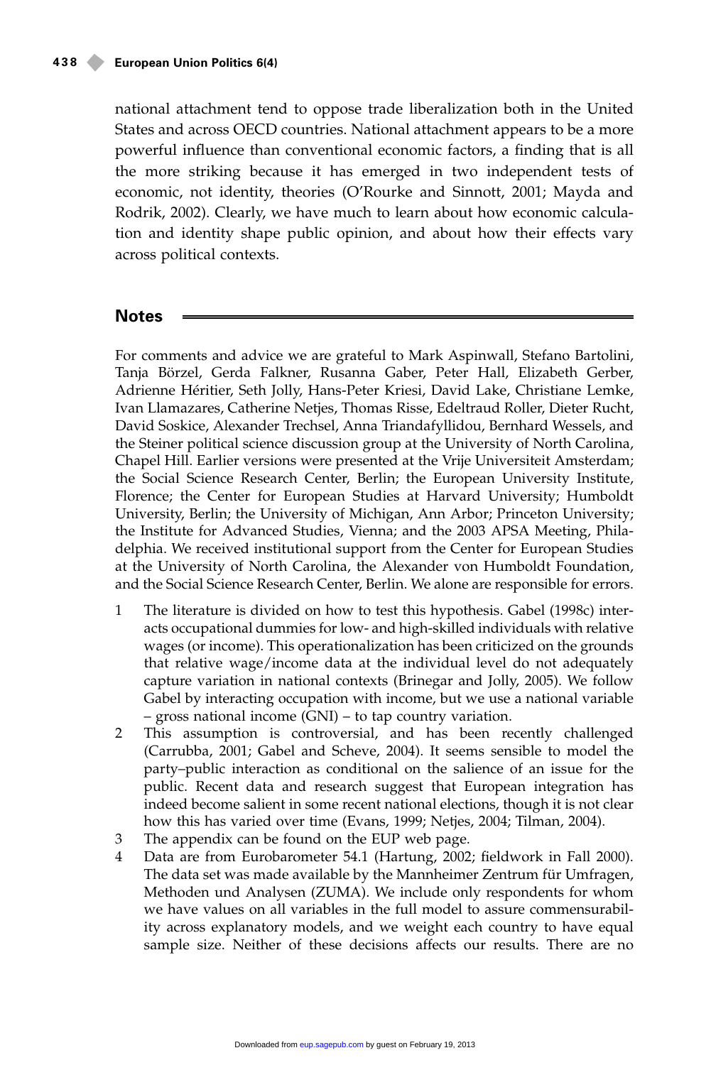national attachment tend to oppose trade liberalization both in the United States and across OECD countries. National attachment appears to be a more powerful influence than conventional economic factors, a finding that is all the more striking because it has emerged in two independent tests of economic, not identity, theories (O'Rourke and Sinnott, 2001; Mayda and Rodrik, 2002). Clearly, we have much to learn about how economic calculation and identity shape public opinion, and about how their effects vary across political contexts.

## Notes

For comments and advice we are grateful to Mark Aspinwall, Stefano Bartolini, Tanja Börzel, Gerda Falkner, Rusanna Gaber, Peter Hall, Elizabeth Gerber, Adrienne Héritier, Seth Jolly, Hans-Peter Kriesi, David Lake, Christiane Lemke, Ivan Llamazares, Catherine Netjes, Thomas Risse, Edeltraud Roller, Dieter Rucht, David Soskice, Alexander Trechsel, Anna Triandafyllidou, Bernhard Wessels, and the Steiner political science discussion group at the University of North Carolina, Chapel Hill. Earlier versions were presented at the Vrije Universiteit Amsterdam; the Social Science Research Center, Berlin; the European University Institute, Florence; the Center for European Studies at Harvard University; Humboldt University, Berlin; the University of Michigan, Ann Arbor; Princeton University; the Institute for Advanced Studies, Vienna; and the 2003 APSA Meeting, Philadelphia. We received institutional support from the Center for European Studies at the University of North Carolina, the Alexander von Humboldt Foundation, and the Social Science Research Center, Berlin. We alone are responsible for errors.

1. The literature is divided on how to test this hypothesis. Gabel (1998c) interacts occupational dummies for low- and high-skilled individuals with relative wages (or income). This operationalization has been criticized on the grounds that relative wage/income data at the individual level do not adequately capture variation in national contexts (Brinegar and Jolly, 2005). We follow Gabel by interacting occupation with income, but we use a national variable – gross national income (GNI) – to tap country variation.
2. This assumption is controversial, and has been recently challenged (Carrubba, 2001; Gabel and Scheve, 2004). It seems sensible to model the party–public interaction as conditional on the salience of an issue for the public. Recent data and research suggest that European integration has indeed become salient in some recent national elections, though it is not clear how this has varied over time (Evans, 1999; Netjes, 2004; Tilman, 2004).
3. The appendix can be found on the EUP web page.
4. Data are from Eurobarometer 54.1 (Hartung, 2002; fieldwork in Fall 2000). The data set was made available by the Mannheimer Zentrum für Umfragen, Methoden und Analysen (ZUMA). We include only respondents for whom we have values on all variables in the full model to assure commensurability across explanatory models, and we weight each country to have equal sample size. Neither of these decisions affects our results. There are no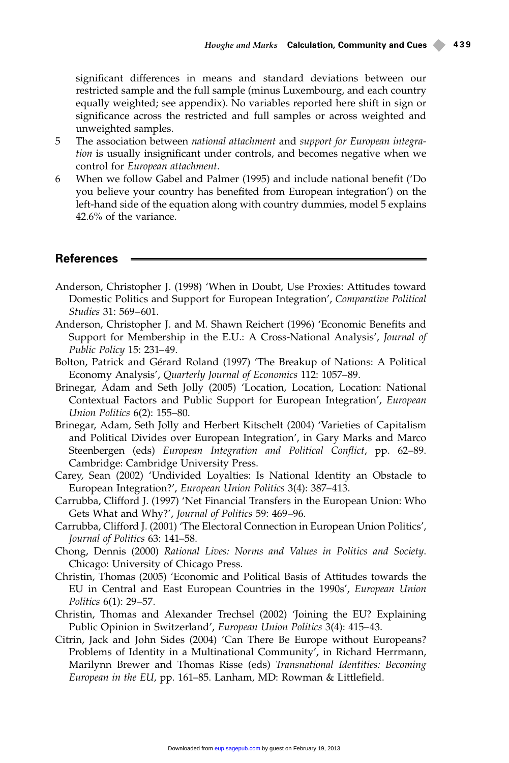significant differences in means and standard deviations between our restricted sample and the full sample (minus Luxembourg, and each country equally weighted; see appendix). No variables reported here shift in sign or significance across the restricted and full samples or across weighted and unweighted samples.

5 The association between *national attachment* and *support for European integration* is usually insignificant under controls, and becomes negative when we control for *European attachment*.

6 When we follow Gabel and Palmer (1995) and include national benefit ('Do you believe your country has benefited from European integration') on the left-hand side of the equation along with country dummies, model 5 explains 42.6% of the variance.

## References

Anderson, Christopher J. (1998) 'When in Doubt, Use Proxies: Attitudes toward Domestic Politics and Support for European Integration', *Comparative Political Studies* 31: 569–601.

Anderson, Christopher J. and M. Shawn Reichert (1996) 'Economic Benefits and Support for Membership in the E.U.: A Cross-National Analysis', *Journal of Public Policy* 15: 231–49.

Bolton, Patrick and Gérard Roland (1997) 'The Breakup of Nations: A Political Economy Analysis', *Quarterly Journal of Economics* 112: 1057–89.

Brinegar, Adam and Seth Jolly (2005) 'Location, Location, Location: National Contextual Factors and Public Support for European Integration', *European Union Politics* 6(2): 155–80.

Brinegar, Adam, Seth Jolly and Herbert Kitschelt (2004) 'Varieties of Capitalism and Political Divides over European Integration', in Gary Marks and Marco Steenbergen (eds) *European Integration and Political Conflict*, pp. 62–89. Cambridge: Cambridge University Press.

Carey, Sean (2002) 'Undivided Loyalties: Is National Identity an Obstacle to European Integration?', *European Union Politics* 3(4): 387–413.

Carrubba, Clifford J. (1997) 'Net Financial Transfers in the European Union: Who Gets What and Why?', *Journal of Politics* 59: 469–96.

Carrubba, Clifford J. (2001) 'The Electoral Connection in European Union Politics', *Journal of Politics* 63: 141–58.

Chong, Dennis (2000) *Rational Lives: Norms and Values in Politics and Society*. Chicago: University of Chicago Press.

Christin, Thomas (2005) 'Economic and Political Basis of Attitudes towards the EU in Central and East European Countries in the 1990s', *European Union Politics* 6(1): 29–57.

Christin, Thomas and Alexander Trechsel (2002) 'Joining the EU? Explaining Public Opinion in Switzerland', *European Union Politics* 3(4): 415–43.

Citrin, Jack and John Sides (2004) 'Can There Be Europe without Europeans? Problems of Identity in a Multinational Community', in Richard Herrmann, Marilynn Brewer and Thomas Risse (eds) *Transnational Identities: Becoming European in the EU*, pp. 161–85. Lanham, MD: Rowman & Littlefield.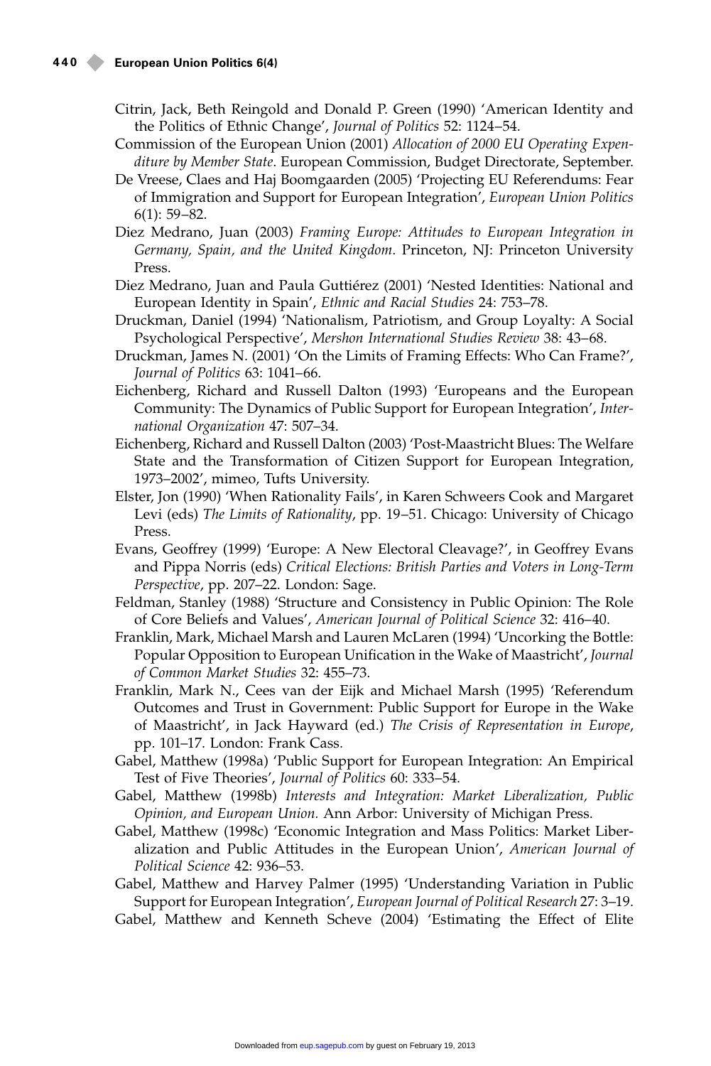Citrin, Jack, Beth Reingold and Donald P. Green (1990) 'American Identity and the Politics of Ethnic Change', *Journal of Politics* 52: 1124–54.

Commission of the European Union (2001) *Allocation of 2000 EU Operating Expenditure by Member State*. European Commission, Budget Directorate, September.

De Vreese, Claes and Haj Boomgaarden (2005) 'Projecting EU Referendums: Fear of Immigration and Support for European Integration', *European Union Politics* 6(1): 59–82.

Diez Medrano, Juan (2003) *Framing Europe: Attitudes to European Integration in Germany, Spain, and the United Kingdom*. Princeton, NJ: Princeton University Press.

Diez Medrano, Juan and Paula Guttiérez (2001) 'Nested Identities: National and European Identity in Spain', *Ethnic and Racial Studies* 24: 753–78.

Druckman, Daniel (1994) 'Nationalism, Patriotism, and Group Loyalty: A Social Psychological Perspective', *Mershon International Studies Review* 38: 43–68.

Druckman, James N. (2001) 'On the Limits of Framing Effects: Who Can Frame?', *Journal of Politics* 63: 1041–66.

Eichenberg, Richard and Russell Dalton (1993) 'Europeans and the European Community: The Dynamics of Public Support for European Integration', *International Organization* 47: 507–34.

Eichenberg, Richard and Russell Dalton (2003) 'Post-Maastricht Blues: The Welfare State and the Transformation of Citizen Support for European Integration, 1973–2002', mimeo, Tufts University.

Elster, Jon (1990) 'When Rationality Fails', in Karen Schweers Cook and Margaret Levi (eds) *The Limits of Rationality*, pp. 19–51. Chicago: University of Chicago Press.

Evans, Geoffrey (1999) 'Europe: A New Electoral Cleavage?', in Geoffrey Evans and Pippa Norris (eds) *Critical Elections: British Parties and Voters in Long-Term Perspective*, pp. 207–22. London: Sage.

Feldman, Stanley (1988) 'Structure and Consistency in Public Opinion: The Role of Core Beliefs and Values', *American Journal of Political Science* 32: 416–40.

Franklin, Mark, Michael Marsh and Lauren McLaren (1994) 'Uncorking the Bottle: Popular Opposition to European Unification in the Wake of Maastricht', *Journal of Common Market Studies* 32: 455–73.

Franklin, Mark N., Cees van der Eijk and Michael Marsh (1995) 'Referendum Outcomes and Trust in Government: Public Support for Europe in the Wake of Maastricht', in Jack Hayward (ed.) *The Crisis of Representation in Europe*, pp. 101–17. London: Frank Cass.

Gabel, Matthew (1998a) 'Public Support for European Integration: An Empirical Test of Five Theories', *Journal of Politics* 60: 333–54.

Gabel, Matthew (1998b) *Interests and Integration: Market Liberalization, Public Opinion, and European Union.* Ann Arbor: University of Michigan Press.

Gabel, Matthew (1998c) 'Economic Integration and Mass Politics: Market Liberalization and Public Attitudes in the European Union', *American Journal of Political Science* 42: 936–53.

Gabel, Matthew and Harvey Palmer (1995) 'Understanding Variation in Public Support for European Integration', *European Journal of Political Research* 27: 3–19.

Gabel, Matthew and Kenneth Scheve (2004) 'Estimating the Effect of Elite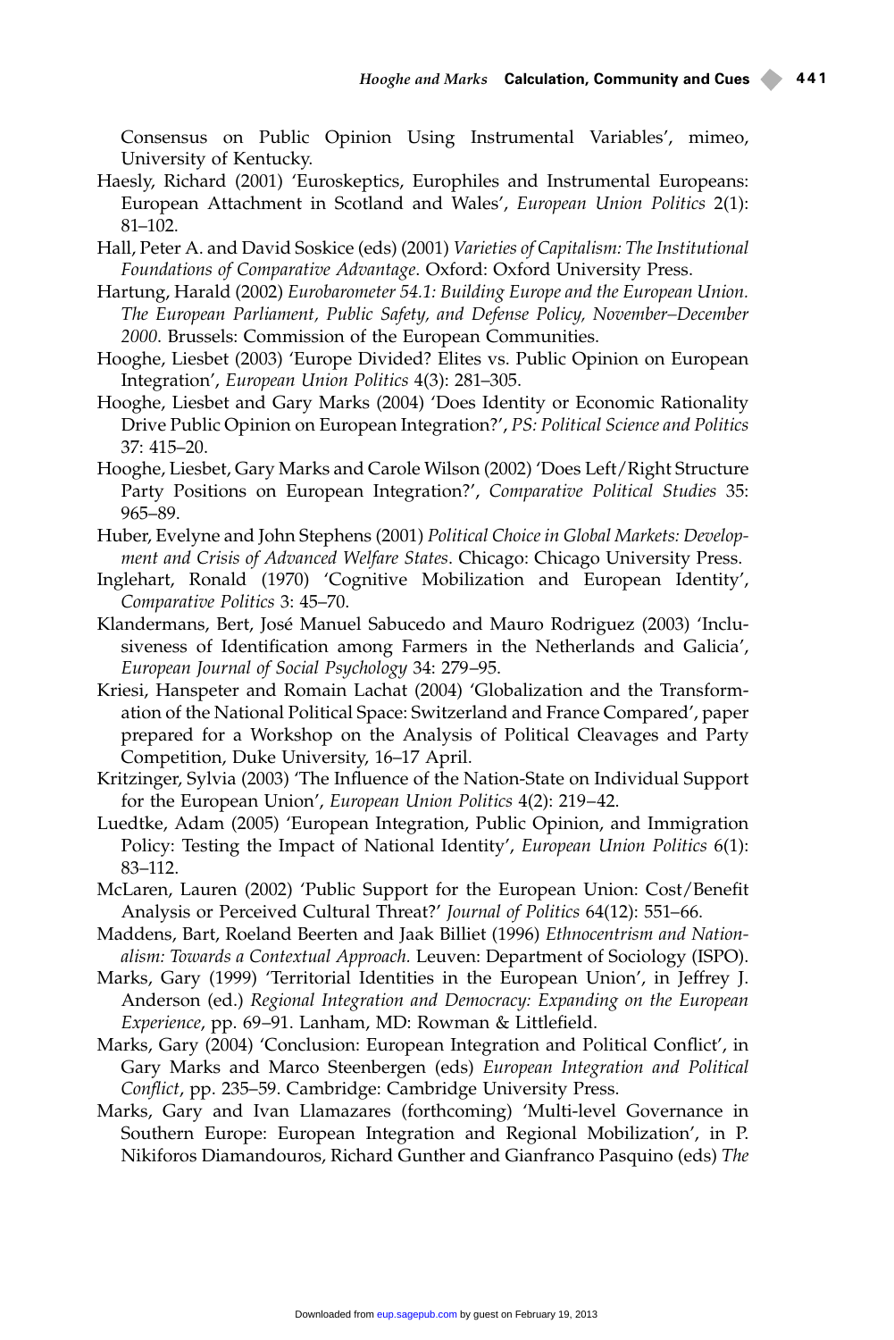Consensus on Public Opinion Using Instrumental Variables', mimeo, University of Kentucky.

Haesly, Richard (2001) 'Euroskeptics, Europhiles and Instrumental Europeans: European Attachment in Scotland and Wales', *European Union Politics* 2(1): 81–102.

Hall, Peter A. and David Soskice (eds) (2001) *Varieties of Capitalism: The Institutional Foundations of Comparative Advantage*. Oxford: Oxford University Press.

Hartung, Harald (2002) *Eurobarometer 54.1: Building Europe and the European Union. The European Parliament, Public Safety, and Defense Policy, November–December 2000*. Brussels: Commission of the European Communities.

Hooghe, Liesbet (2003) 'Europe Divided? Elites vs. Public Opinion on European Integration', *European Union Politics* 4(3): 281–305.

Hooghe, Liesbet and Gary Marks (2004) 'Does Identity or Economic Rationality Drive Public Opinion on European Integration?', *PS: Political Science and Politics* 37: 415–20.

Hooghe, Liesbet, Gary Marks and Carole Wilson (2002) 'Does Left/Right Structure Party Positions on European Integration?', *Comparative Political Studies* 35: 965–89.

Huber, Evelyne and John Stephens (2001) *Political Choice in Global Markets: Development and Crisis of Advanced Welfare States*. Chicago: Chicago University Press.

Inglehart, Ronald (1970) 'Cognitive Mobilization and European Identity', *Comparative Politics* 3: 45–70.

Klandermans, Bert, José Manuel Sabucedo and Mauro Rodriguez (2003) 'Inclusiveness of Identification among Farmers in the Netherlands and Galicia', *European Journal of Social Psychology* 34: 279–95.

Kriesi, Hanspeter and Romain Lachat (2004) 'Globalization and the Transformation of the National Political Space: Switzerland and France Compared', paper prepared for a Workshop on the Analysis of Political Cleavages and Party Competition, Duke University, 16–17 April.

Kritzinger, Sylvia (2003) 'The Influence of the Nation-State on Individual Support for the European Union', *European Union Politics* 4(2): 219–42.

Luedtke, Adam (2005) 'European Integration, Public Opinion, and Immigration Policy: Testing the Impact of National Identity', *European Union Politics* 6(1): 83–112.

McLaren, Lauren (2002) 'Public Support for the European Union: Cost/Benefit Analysis or Perceived Cultural Threat?' *Journal of Politics* 64(12): 551–66.

Maddens, Bart, Roeland Beerten and Jaak Billiet (1996) *Ethnocentrism and Nationalism: Towards a Contextual Approach.* Leuven: Department of Sociology (ISPO).

Marks, Gary (1999) 'Territorial Identities in the European Union', in Jeffrey J. Anderson (ed.) *Regional Integration and Democracy: Expanding on the European Experience*, pp. 69–91. Lanham, MD: Rowman & Littlefield.

Marks, Gary (2004) 'Conclusion: European Integration and Political Conflict', in Gary Marks and Marco Steenbergen (eds) *European Integration and Political Conflict*, pp. 235–59. Cambridge: Cambridge University Press.

Marks, Gary and Ivan Llamazares (forthcoming) 'Multi-level Governance in Southern Europe: European Integration and Regional Mobilization', in P. Nikiforos Diamandouros, Richard Gunther and Gianfranco Pasquino (eds) *The*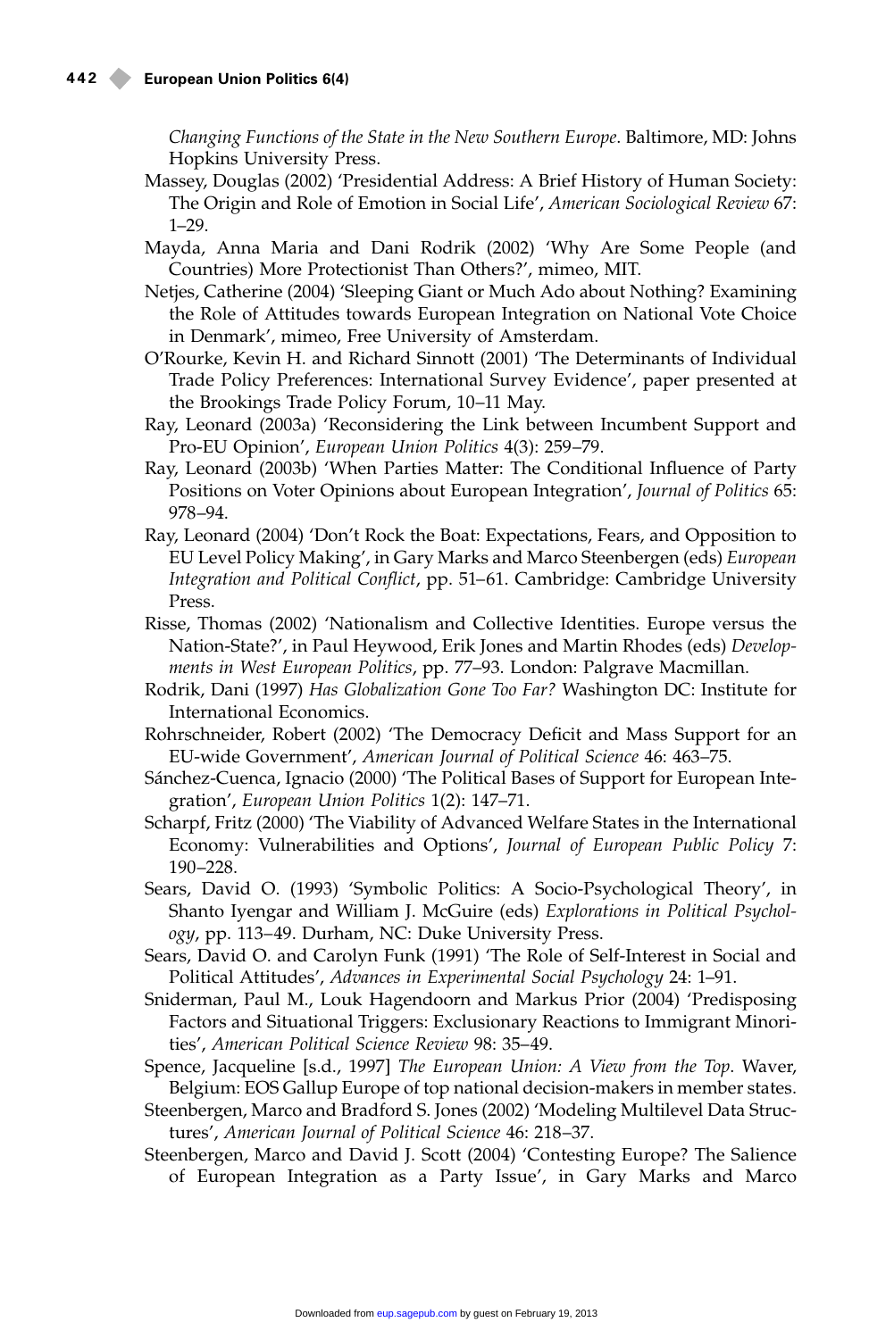*Changing Functions of the State in the New Southern Europe*. Baltimore, MD: Johns Hopkins University Press.

Massey, Douglas (2002) 'Presidential Address: A Brief History of Human Society: The Origin and Role of Emotion in Social Life', *American Sociological Review* 67: 1–29.

Mayda, Anna Maria and Dani Rodrik (2002) 'Why Are Some People (and Countries) More Protectionist Than Others?', mimeo, MIT.

Netjes, Catherine (2004) 'Sleeping Giant or Much Ado about Nothing? Examining the Role of Attitudes towards European Integration on National Vote Choice in Denmark', mimeo, Free University of Amsterdam.

O'Rourke, Kevin H. and Richard Sinnott (2001) 'The Determinants of Individual Trade Policy Preferences: International Survey Evidence', paper presented at the Brookings Trade Policy Forum, 10–11 May.

Ray, Leonard (2003a) 'Reconsidering the Link between Incumbent Support and Pro-EU Opinion', *European Union Politics* 4(3): 259–79.

Ray, Leonard (2003b) 'When Parties Matter: The Conditional Influence of Party Positions on Voter Opinions about European Integration', *Journal of Politics* 65: 978–94.

Ray, Leonard (2004) 'Don't Rock the Boat: Expectations, Fears, and Opposition to EU Level Policy Making', in Gary Marks and Marco Steenbergen (eds) *European Integration and Political Conflict*, pp. 51–61. Cambridge: Cambridge University Press.

Risse, Thomas (2002) 'Nationalism and Collective Identities. Europe versus the Nation-State?', in Paul Heywood, Erik Jones and Martin Rhodes (eds) *Developments in West European Politics*, pp. 77–93. London: Palgrave Macmillan.

Rodrik, Dani (1997) *Has Globalization Gone Too Far?* Washington DC: Institute for International Economics.

Rohrschneider, Robert (2002) 'The Democracy Deficit and Mass Support for an EU-wide Government', *American Journal of Political Science* 46: 463–75.

Sánchez-Cuenca, Ignacio (2000) 'The Political Bases of Support for European Integration', *European Union Politics* 1(2): 147–71.

Scharpf, Fritz (2000) 'The Viability of Advanced Welfare States in the International Economy: Vulnerabilities and Options', *Journal of European Public Policy* 7: 190–228.

Sears, David O. (1993) 'Symbolic Politics: A Socio-Psychological Theory', in Shanto Iyengar and William J. McGuire (eds) *Explorations in Political Psychology*, pp. 113–49. Durham, NC: Duke University Press.

Sears, David O. and Carolyn Funk (1991) 'The Role of Self-Interest in Social and Political Attitudes', *Advances in Experimental Social Psychology* 24: 1–91.

Sniderman, Paul M., Louk Hagendoorn and Markus Prior (2004) 'Predisposing Factors and Situational Triggers: Exclusionary Reactions to Immigrant Minorities', *American Political Science Review* 98: 35–49.

Spence, Jacqueline [s.d., 1997] *The European Union: A View from the Top*. Waver, Belgium: EOS Gallup Europe of top national decision-makers in member states.

Steenbergen, Marco and Bradford S. Jones (2002) 'Modeling Multilevel Data Structures', *American Journal of Political Science* 46: 218–37.

Steenbergen, Marco and David J. Scott (2004) 'Contesting Europe? The Salience of European Integration as a Party Issue', in Gary Marks and Marco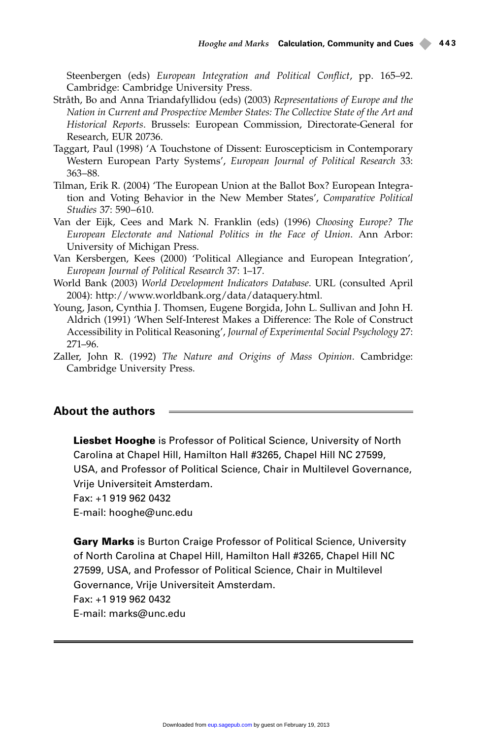Steenbergen (eds) *European Integration and Political Conflict*, pp. 165–92. Cambridge: Cambridge University Press.

Stråth, Bo and Anna Triandafyllidou (eds) (2003) *Representations of Europe and the Nation in Current and Prospective Member States: The Collective State of the Art and Historical Reports*. Brussels: European Commission, Directorate-General for Research, EUR 20736.

Taggart, Paul (1998) 'A Touchstone of Dissent: Euroscepticism in Contemporary Western European Party Systems', *European Journal of Political Research* 33: 363–88.

Tilman, Erik R. (2004) 'The European Union at the Ballot Box? European Integration and Voting Behavior in the New Member States', *Comparative Political Studies* 37: 590–610.

Van der Eijk, Cees and Mark N. Franklin (eds) (1996) *Choosing Europe? The European Electorate and National Politics in the Face of Union*. Ann Arbor: University of Michigan Press.

Van Kersbergen, Kees (2000) 'Political Allegiance and European Integration', *European Journal of Political Research* 37: 1–17.

World Bank (2003) *World Development Indicators Database*. URL (consulted April 2004): http://www.worldbank.org/data/dataquery.html.

Young, Jason, Cynthia J. Thomsen, Eugene Borgida, John L. Sullivan and John H. Aldrich (1991) 'When Self-Interest Makes a Difference: The Role of Construct Accessibility in Political Reasoning', *Journal of Experimental Social Psychology* 27: 271–96.

Zaller, John R. (1992) *The Nature and Origins of Mass Opinion*. Cambridge: Cambridge University Press.

## About the authors

**Liesbet Hooghe** is Professor of Political Science, University of North Carolina at Chapel Hill, Hamilton Hall #3265, Chapel Hill NC 27599, USA, and Professor of Political Science, Chair in Multilevel Governance, Vrije Universiteit Amsterdam.
Fax: +1 919 962 0432
E-mail: hooghe@unc.edu

**Gary Marks** is Burton Craige Professor of Political Science, University of North Carolina at Chapel Hill, Hamilton Hall #3265, Chapel Hill NC 27599, USA, and Professor of Political Science, Chair in Multilevel Governance, Vrije Universiteit Amsterdam.
Fax: +1 919 962 0432
E-mail: marks@unc.edu